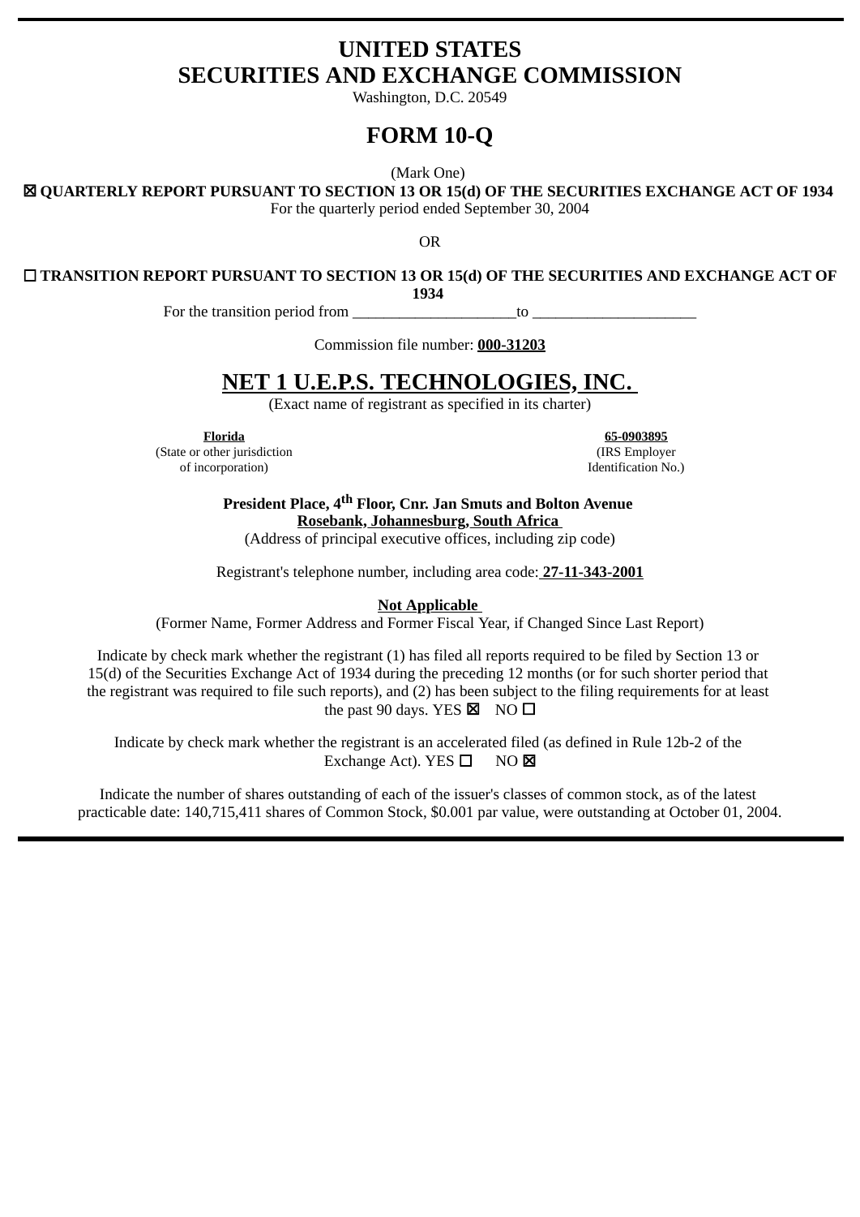# UNITED STATES
# SECURITIES AND EXCHANGE COMMISSION

Washington, D.C. 20549

## FORM 10-Q

(Mark One)

☒ **QUARTERLY REPORT PURSUANT TO SECTION 13 OR 15(d) OF THE SECURITIES EXCHANGE ACT OF 1934**
For the quarterly period ended September 30, 2004

OR

☐ **TRANSITION REPORT PURSUANT TO SECTION 13 OR 15(d) OF THE SECURITIES AND EXCHANGE ACT OF 1934**
For the transition period from ____________________to ____________________

Commission file number: **000-31203**

## NET 1 U.E.P.S. TECHNOLOGIES, INC.

(Exact name of registrant as specified in its charter)

| **Florida** | **65-0903895** |
|---|---|
| (State or other jurisdiction of incorporation) | (IRS Employer Identification No.) |

**President Place, 4th Floor, Cnr. Jan Smuts and Bolton Avenue**
**Rosebank, Johannesburg, South Africa**
(Address of principal executive offices, including zip code)

Registrant's telephone number, including area code: **27-11-343-2001**

**Not Applicable**
(Former Name, Former Address and Former Fiscal Year, if Changed Since Last Report)

Indicate by check mark whether the registrant (1) has filed all reports required to be filed by Section 13 or 15(d) of the Securities Exchange Act of 1934 during the preceding 12 months (or for such shorter period that the registrant was required to file such reports), and (2) has been subject to the filing requirements for at least the past 90 days. YES ☒ NO ☐

Indicate by check mark whether the registrant is an accelerated filed (as defined in Rule 12b-2 of the Exchange Act). YES ☐ NO ☒

Indicate the number of shares outstanding of each of the issuer's classes of common stock, as of the latest practicable date: 140,715,411 shares of Common Stock, $0.001 par value, were outstanding at October 01, 2004.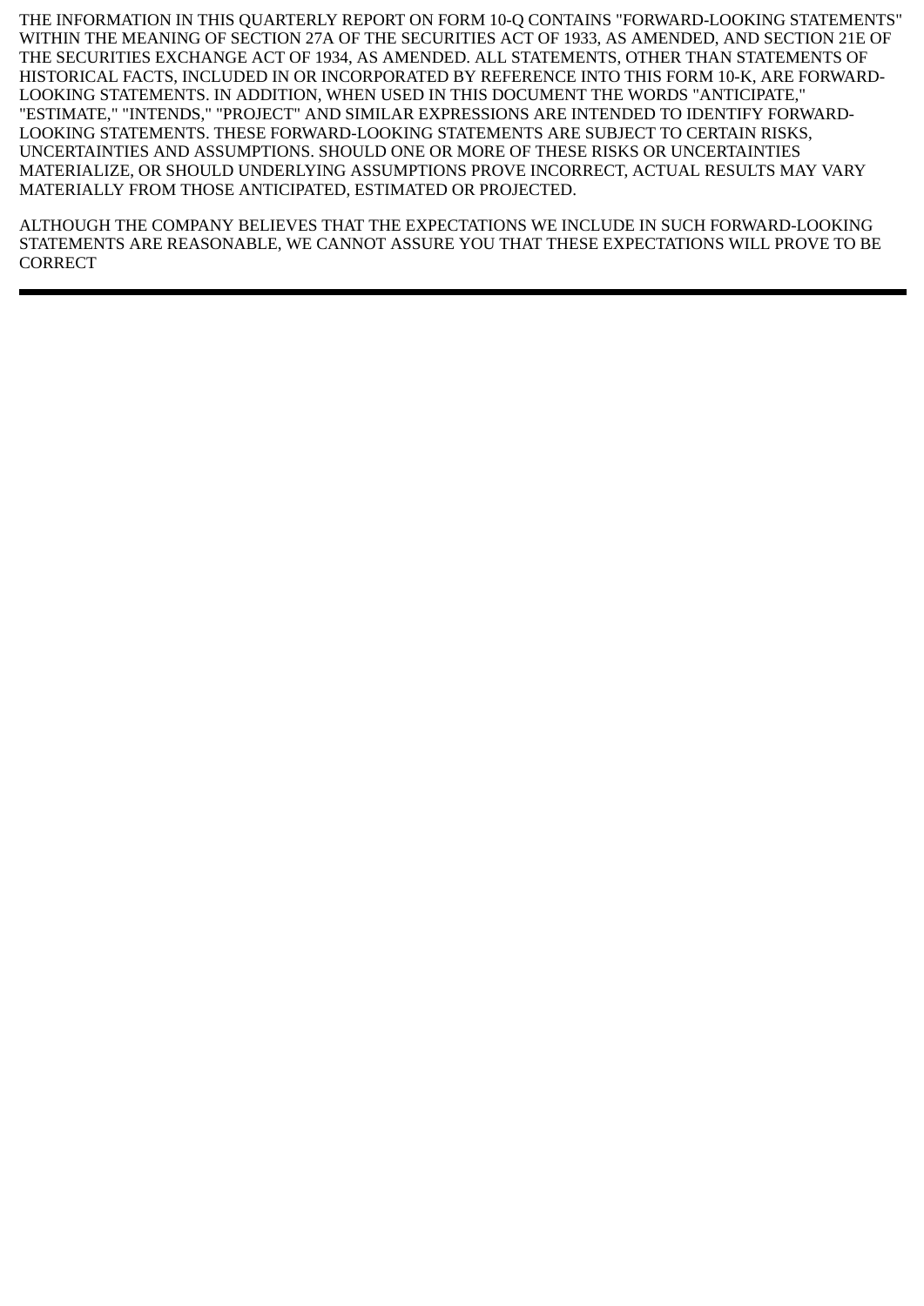THE INFORMATION IN THIS QUARTERLY REPORT ON FORM 10-Q CONTAINS "FORWARD-LOOKING STATEMENTS" WITHIN THE MEANING OF SECTION 27A OF THE SECURITIES ACT OF 1933, AS AMENDED, AND SECTION 21E OF THE SECURITIES EXCHANGE ACT OF 1934, AS AMENDED. ALL STATEMENTS, OTHER THAN STATEMENTS OF HISTORICAL FACTS, INCLUDED IN OR INCORPORATED BY REFERENCE INTO THIS FORM 10-K, ARE FORWARD-LOOKING STATEMENTS. IN ADDITION, WHEN USED IN THIS DOCUMENT THE WORDS "ANTICIPATE," "ESTIMATE," "INTENDS," "PROJECT" AND SIMILAR EXPRESSIONS ARE INTENDED TO IDENTIFY FORWARD-LOOKING STATEMENTS. THESE FORWARD-LOOKING STATEMENTS ARE SUBJECT TO CERTAIN RISKS, UNCERTAINTIES AND ASSUMPTIONS. SHOULD ONE OR MORE OF THESE RISKS OR UNCERTAINTIES MATERIALIZE, OR SHOULD UNDERLYING ASSUMPTIONS PROVE INCORRECT, ACTUAL RESULTS MAY VARY MATERIALLY FROM THOSE ANTICIPATED, ESTIMATED OR PROJECTED.

ALTHOUGH THE COMPANY BELIEVES THAT THE EXPECTATIONS WE INCLUDE IN SUCH FORWARD-LOOKING STATEMENTS ARE REASONABLE, WE CANNOT ASSURE YOU THAT THESE EXPECTATIONS WILL PROVE TO BE CORRECT

---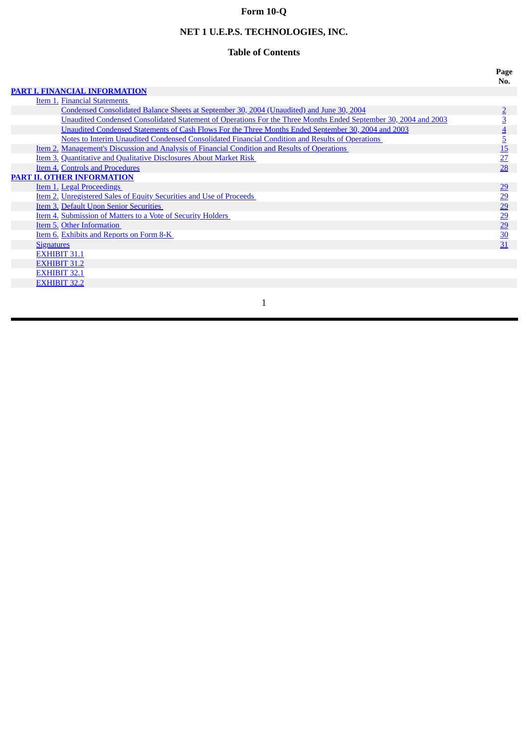**Form 10-Q**

**NET 1 U.E.P.S. TECHNOLOGIES, INC.**

**Table of Contents**

| | | Page No. |
|---|---|---|
| **PART I. FINANCIAL INFORMATION** | | |
| Item 1. | Financial Statements | |
| | Condensed Consolidated Balance Sheets at September 30, 2004 (Unaudited) and June 30, 2004 | 2 |
| | Unaudited Condensed Consolidated Statement of Operations For the Three Months Ended September 30, 2004 and 2003 | 3 |
| | Unaudited Condensed Statements of Cash Flows For the Three Months Ended September 30, 2004 and 2003 | 4 |
| | Notes to Interim Unaudited Condensed Consolidated Financial Condition and Results of Operations | 5 |
| Item 2. | Management's Discussion and Analysis of Financial Condition and Results of Operations | 15 |
| Item 3. | Quantitative and Qualitative Disclosures About Market Risk | 27 |
| Item 4. | Controls and Procedures | 28 |
| **PART II. OTHER INFORMATION** | | |
| Item 1. | Legal Proceedings | 29 |
| Item 2. | Unregistered Sales of Equity Securities and Use of Proceeds | 29 |
| Item 3. | Default Upon Senior Securities | 29 |
| Item 4. | Submission of Matters to a Vote of Security Holders | 29 |
| Item 5. | Other Information | 29 |
| Item 6. | Exhibits and Reports on Form 8-K | 30 |
| Signatures | | 31 |
| EXHIBIT 31.1 | | |
| EXHIBIT 31.2 | | |
| EXHIBIT 32.1 | | |
| EXHIBIT 32.2 | | |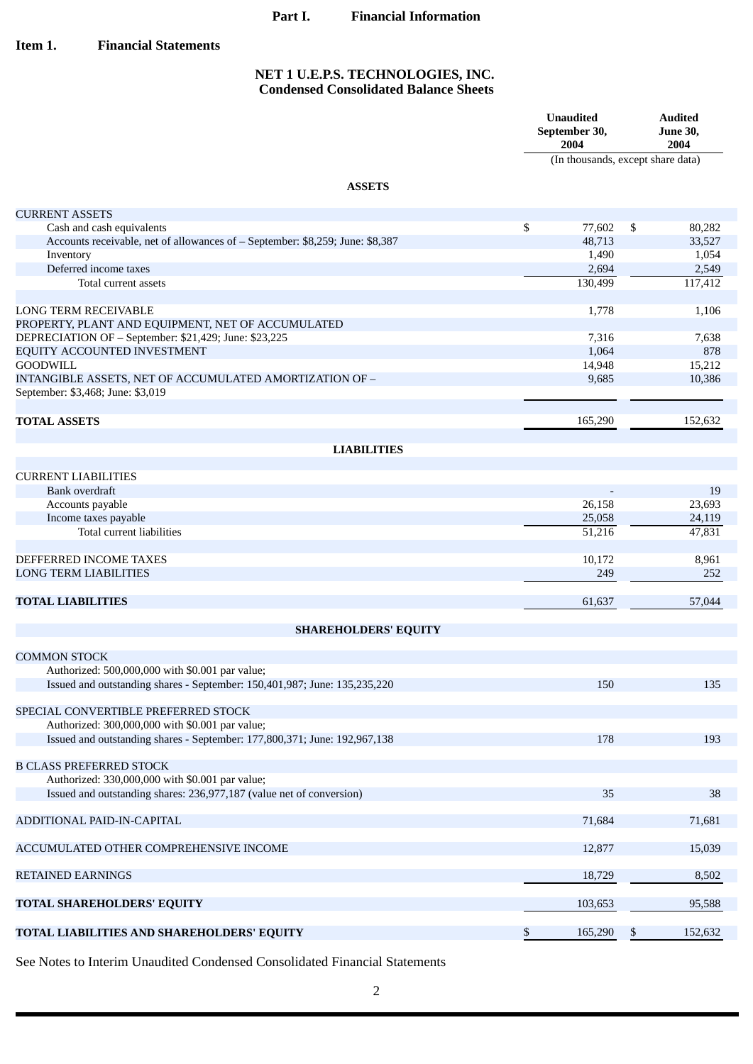# Part I. Financial Information

## Item 1. Financial Statements

### NET 1 U.E.P.S. TECHNOLOGIES, INC.
### Condensed Consolidated Balance Sheets

| | Unaudited September 30, 2004 | Audited June 30, 2004 |
|---|---|---|
| | (In thousands, except share data) | |
| **ASSETS** | | |
| CURRENT ASSETS | | |
| Cash and cash equivalents | $ 77,602 | $ 80,282 |
| Accounts receivable, net of allowances of – September: $8,259; June: $8,387 | 48,713 | 33,527 |
| Inventory | 1,490 | 1,054 |
| Deferred income taxes | 2,694 | 2,549 |
| Total current assets | 130,499 | 117,412 |
| LONG TERM RECEIVABLE | 1,778 | 1,106 |
| PROPERTY, PLANT AND EQUIPMENT, NET OF ACCUMULATED DEPRECIATION OF – September: $21,429; June: $23,225 | 7,316 | 7,638 |
| EQUITY ACCOUNTED INVESTMENT | 1,064 | 878 |
| GOODWILL | 14,948 | 15,212 |
| INTANGIBLE ASSETS, NET OF ACCUMULATED AMORTIZATION OF – September: $3,468; June: $3,019 | 9,685 | 10,386 |
| **TOTAL ASSETS** | 165,290 | 152,632 |
| **LIABILITIES** | | |
| CURRENT LIABILITIES | | |
| Bank overdraft | - | 19 |
| Accounts payable | 26,158 | 23,693 |
| Income taxes payable | 25,058 | 24,119 |
| Total current liabilities | 51,216 | 47,831 |
| DEFFERRED INCOME TAXES | 10,172 | 8,961 |
| LONG TERM LIABILITIES | 249 | 252 |
| **TOTAL LIABILITIES** | 61,637 | 57,044 |
| **SHAREHOLDERS' EQUITY** | | |
| COMMON STOCK | | |
| Authorized: 500,000,000 with $0.001 par value; Issued and outstanding shares - September: 150,401,987; June: 135,235,220 | 150 | 135 |
| SPECIAL CONVERTIBLE PREFERRED STOCK | | |
| Authorized: 300,000,000 with $0.001 par value; Issued and outstanding shares - September: 177,800,371; June: 192,967,138 | 178 | 193 |
| B CLASS PREFERRED STOCK | | |
| Authorized: 330,000,000 with $0.001 par value; Issued and outstanding shares: 236,977,187 (value net of conversion) | 35 | 38 |
| ADDITIONAL PAID-IN-CAPITAL | 71,684 | 71,681 |
| ACCUMULATED OTHER COMPREHENSIVE INCOME | 12,877 | 15,039 |
| RETAINED EARNINGS | 18,729 | 8,502 |
| **TOTAL SHAREHOLDERS' EQUITY** | 103,653 | 95,588 |
| **TOTAL LIABILITIES AND SHAREHOLDERS' EQUITY** | $ 165,290 | $ 152,632 |

See Notes to Interim Unaudited Condensed Consolidated Financial Statements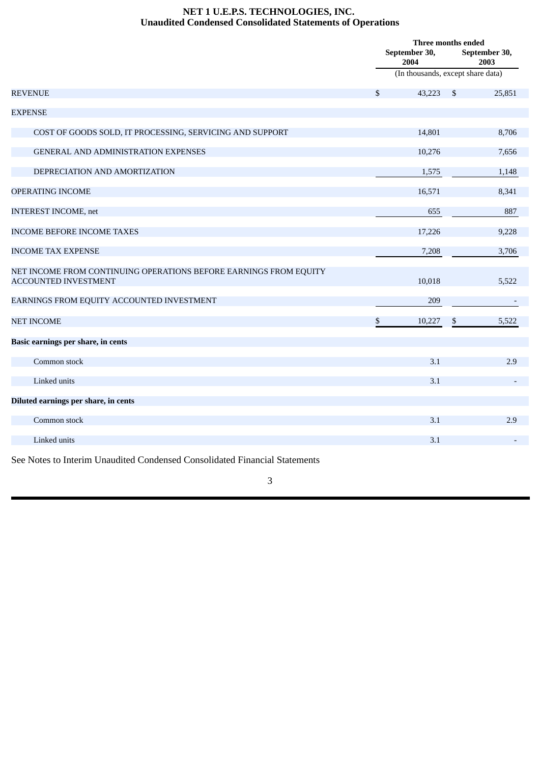**NET 1 U.E.P.S. TECHNOLOGIES, INC.**
**Unaudited Condensed Consolidated Statements of Operations**

| | Three months ended | |
|---|---|---|
| | September 30, 2004 | September 30, 2003 |
| | (In thousands, except share data) | |
| REVENUE | $ 43,223 | $ 25,851 |
| EXPENSE | | |
| COST OF GOODS SOLD, IT PROCESSING, SERVICING AND SUPPORT | 14,801 | 8,706 |
| GENERAL AND ADMINISTRATION EXPENSES | 10,276 | 7,656 |
| DEPRECIATION AND AMORTIZATION | 1,575 | 1,148 |
| OPERATING INCOME | 16,571 | 8,341 |
| INTEREST INCOME, net | 655 | 887 |
| INCOME BEFORE INCOME TAXES | 17,226 | 9,228 |
| INCOME TAX EXPENSE | 7,208 | 3,706 |
| NET INCOME FROM CONTINUING OPERATIONS BEFORE EARNINGS FROM EQUITY ACCOUNTED INVESTMENT | 10,018 | 5,522 |
| EARNINGS FROM EQUITY ACCOUNTED INVESTMENT | 209 | - |
| NET INCOME | $ 10,227 | $ 5,522 |
| **Basic earnings per share, in cents** | | |
| Common stock | 3.1 | 2.9 |
| Linked units | 3.1 | - |
| **Diluted earnings per share, in cents** | | |
| Common stock | 3.1 | 2.9 |
| Linked units | 3.1 | - |

See Notes to Interim Unaudited Condensed Consolidated Financial Statements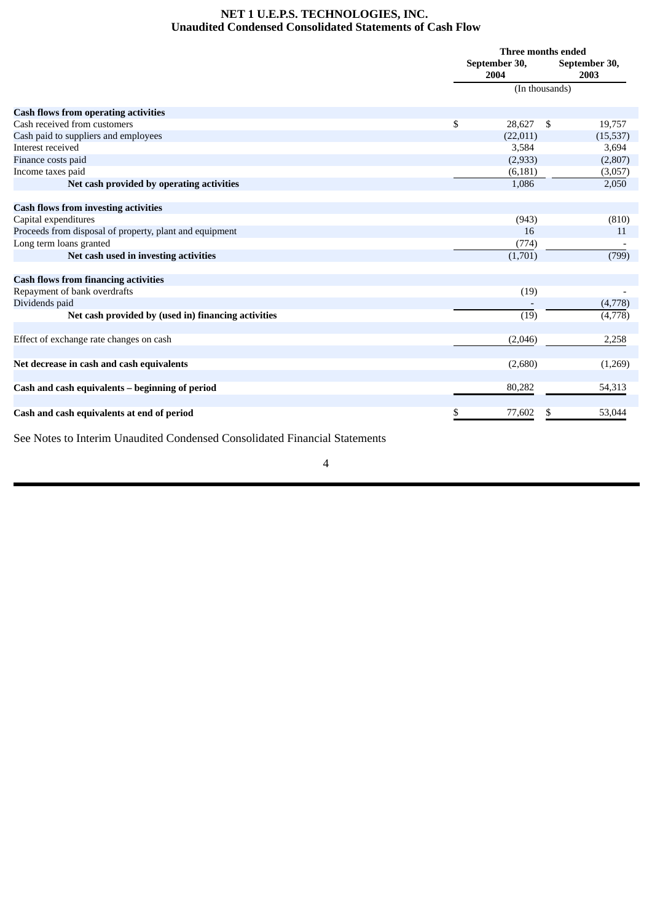**NET 1 U.E.P.S. TECHNOLOGIES, INC.**
**Unaudited Condensed Consolidated Statements of Cash Flow**

| | Three months ended | |
|---|---|---|
| | September 30, 2004 | September 30, 2003 |
| | (In thousands) | |
| **Cash flows from operating activities** | | |
| Cash received from customers | $ 28,627 | $ 19,757 |
| Cash paid to suppliers and employees | (22,011) | (15,537) |
| Interest received | 3,584 | 3,694 |
| Finance costs paid | (2,933) | (2,807) |
| Income taxes paid | (6,181) | (3,057) |
| **Net cash provided by operating activities** | 1,086 | 2,050 |
| **Cash flows from investing activities** | | |
| Capital expenditures | (943) | (810) |
| Proceeds from disposal of property, plant and equipment | 16 | 11 |
| Long term loans granted | (774) | - |
| **Net cash used in investing activities** | (1,701) | (799) |
| **Cash flows from financing activities** | | |
| Repayment of bank overdrafts | (19) | - |
| Dividends paid | - | (4,778) |
| **Net cash provided by (used in) financing activities** | (19) | (4,778) |
| Effect of exchange rate changes on cash | (2,046) | 2,258 |
| **Net decrease in cash and cash equivalents** | (2,680) | (1,269) |
| **Cash and cash equivalents – beginning of period** | 80,282 | 54,313 |
| **Cash and cash equivalents at end of period** | $ 77,602 | $ 53,044 |

See Notes to Interim Unaudited Condensed Consolidated Financial Statements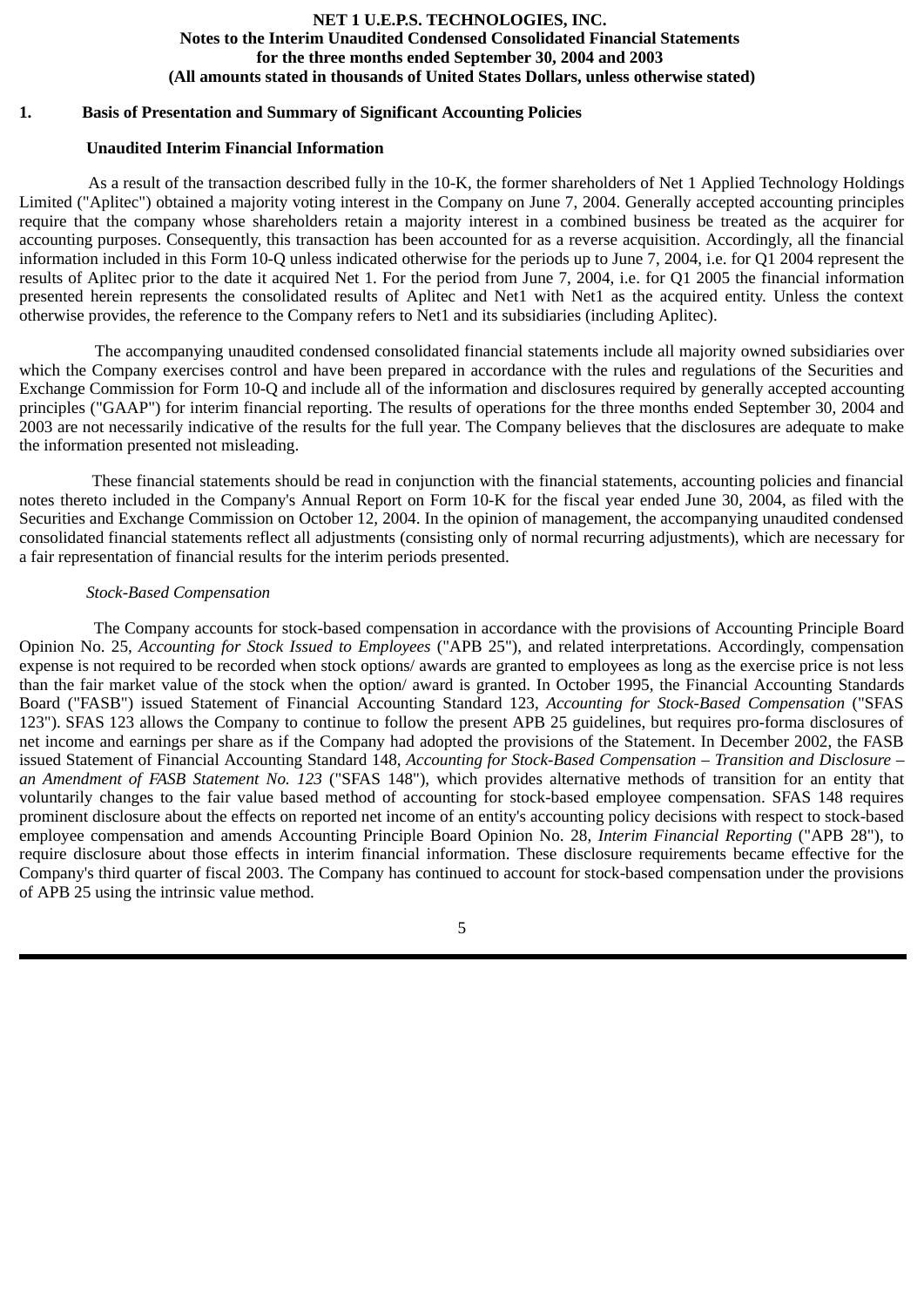**NET 1 U.E.P.S. TECHNOLOGIES, INC.**
**Notes to the Interim Unaudited Condensed Consolidated Financial Statements**
**for the three months ended September 30, 2004 and 2003**
**(All amounts stated in thousands of United States Dollars, unless otherwise stated)**

## 1. Basis of Presentation and Summary of Significant Accounting Policies

### Unaudited Interim Financial Information

As a result of the transaction described fully in the 10-K, the former shareholders of Net 1 Applied Technology Holdings Limited ("Aplitec") obtained a majority voting interest in the Company on June 7, 2004. Generally accepted accounting principles require that the company whose shareholders retain a majority interest in a combined business be treated as the acquirer for accounting purposes. Consequently, this transaction has been accounted for as a reverse acquisition. Accordingly, all the financial information included in this Form 10-Q unless indicated otherwise for the periods up to June 7, 2004, i.e. for Q1 2004 represent the results of Aplitec prior to the date it acquired Net 1. For the period from June 7, 2004, i.e. for Q1 2005 the financial information presented herein represents the consolidated results of Aplitec and Net1 with Net1 as the acquired entity. Unless the context otherwise provides, the reference to the Company refers to Net1 and its subsidiaries (including Aplitec).

The accompanying unaudited condensed consolidated financial statements include all majority owned subsidiaries over which the Company exercises control and have been prepared in accordance with the rules and regulations of the Securities and Exchange Commission for Form 10-Q and include all of the information and disclosures required by generally accepted accounting principles ("GAAP") for interim financial reporting. The results of operations for the three months ended September 30, 2004 and 2003 are not necessarily indicative of the results for the full year. The Company believes that the disclosures are adequate to make the information presented not misleading.

These financial statements should be read in conjunction with the financial statements, accounting policies and financial notes thereto included in the Company's Annual Report on Form 10-K for the fiscal year ended June 30, 2004, as filed with the Securities and Exchange Commission on October 12, 2004. In the opinion of management, the accompanying unaudited condensed consolidated financial statements reflect all adjustments (consisting only of normal recurring adjustments), which are necessary for a fair representation of financial results for the interim periods presented.

*Stock-Based Compensation*

The Company accounts for stock-based compensation in accordance with the provisions of Accounting Principle Board Opinion No. 25, *Accounting for Stock Issued to Employees* ("APB 25"), and related interpretations. Accordingly, compensation expense is not required to be recorded when stock options/ awards are granted to employees as long as the exercise price is not less than the fair market value of the stock when the option/ award is granted. In October 1995, the Financial Accounting Standards Board ("FASB") issued Statement of Financial Accounting Standard 123, *Accounting for Stock-Based Compensation* ("SFAS 123"). SFAS 123 allows the Company to continue to follow the present APB 25 guidelines, but requires pro-forma disclosures of net income and earnings per share as if the Company had adopted the provisions of the Statement. In December 2002, the FASB issued Statement of Financial Accounting Standard 148, *Accounting for Stock-Based Compensation – Transition and Disclosure – an Amendment of FASB Statement No. 123* ("SFAS 148"), which provides alternative methods of transition for an entity that voluntarily changes to the fair value based method of accounting for stock-based employee compensation. SFAS 148 requires prominent disclosure about the effects on reported net income of an entity's accounting policy decisions with respect to stock-based employee compensation and amends Accounting Principle Board Opinion No. 28, *Interim Financial Reporting* ("APB 28"), to require disclosure about those effects in interim financial information. These disclosure requirements became effective for the Company's third quarter of fiscal 2003. The Company has continued to account for stock-based compensation under the provisions of APB 25 using the intrinsic value method.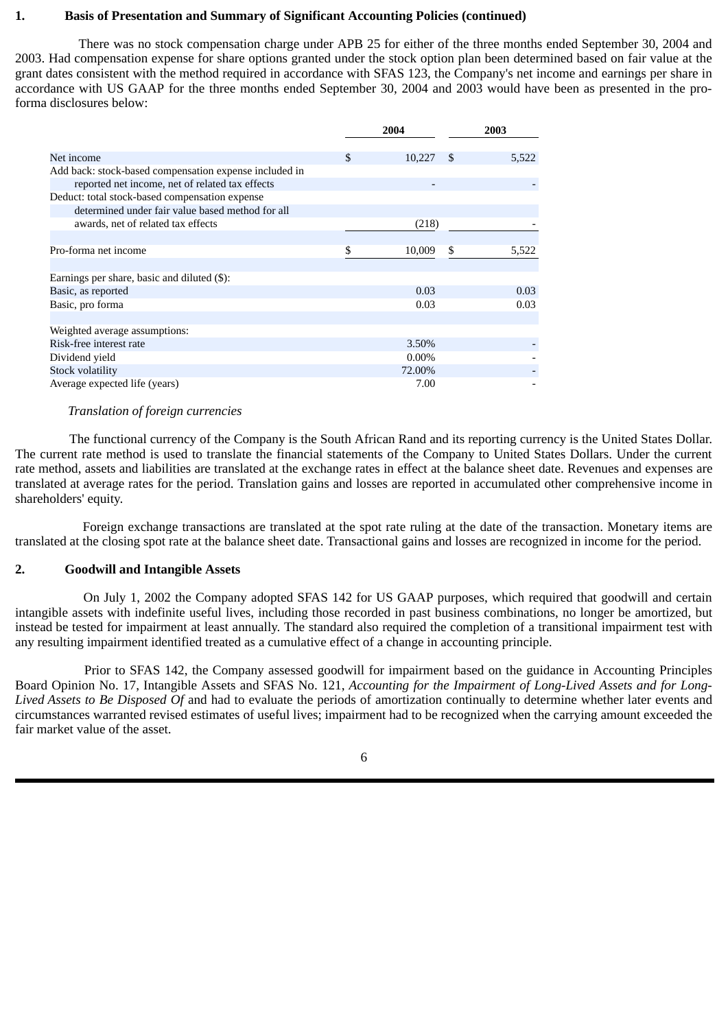**1. Basis of Presentation and Summary of Significant Accounting Policies (continued)**

There was no stock compensation charge under APB 25 for either of the three months ended September 30, 2004 and 2003. Had compensation expense for share options granted under the stock option plan been determined based on fair value at the grant dates consistent with the method required in accordance with SFAS 123, the Company's net income and earnings per share in accordance with US GAAP for the three months ended September 30, 2004 and 2003 would have been as presented in the pro-forma disclosures below:

| | 2004 | 2003 |
|---|---|---|
| Net income | $ 10,227 | $ 5,522 |
| Add back: stock-based compensation expense included in reported net income, net of related tax effects | - | - |
| Deduct: total stock-based compensation expense determined under fair value based method for all awards, net of related tax effects | (218) | - |
| Pro-forma net income | $ 10,009 | $ 5,522 |
| Earnings per share, basic and diluted ($): | | |
| Basic, as reported | 0.03 | 0.03 |
| Basic, pro forma | 0.03 | 0.03 |
| Weighted average assumptions: | | |
| Risk-free interest rate | 3.50% | - |
| Dividend yield | 0.00% | - |
| Stock volatility | 72.00% | - |
| Average expected life (years) | 7.00 | - |

*Translation of foreign currencies*

The functional currency of the Company is the South African Rand and its reporting currency is the United States Dollar. The current rate method is used to translate the financial statements of the Company to United States Dollars. Under the current rate method, assets and liabilities are translated at the exchange rates in effect at the balance sheet date. Revenues and expenses are translated at average rates for the period. Translation gains and losses are reported in accumulated other comprehensive income in shareholders' equity.

Foreign exchange transactions are translated at the spot rate ruling at the date of the transaction. Monetary items are translated at the closing spot rate at the balance sheet date. Transactional gains and losses are recognized in income for the period.

**2. Goodwill and Intangible Assets**

On July 1, 2002 the Company adopted SFAS 142 for US GAAP purposes, which required that goodwill and certain intangible assets with indefinite useful lives, including those recorded in past business combinations, no longer be amortized, but instead be tested for impairment at least annually. The standard also required the completion of a transitional impairment test with any resulting impairment identified treated as a cumulative effect of a change in accounting principle.

Prior to SFAS 142, the Company assessed goodwill for impairment based on the guidance in Accounting Principles Board Opinion No. 17, Intangible Assets and SFAS No. 121, *Accounting for the Impairment of Long-Lived Assets and for Long-Lived Assets to Be Disposed Of* and had to evaluate the periods of amortization continually to determine whether later events and circumstances warranted revised estimates of useful lives; impairment had to be recognized when the carrying amount exceeded the fair market value of the asset.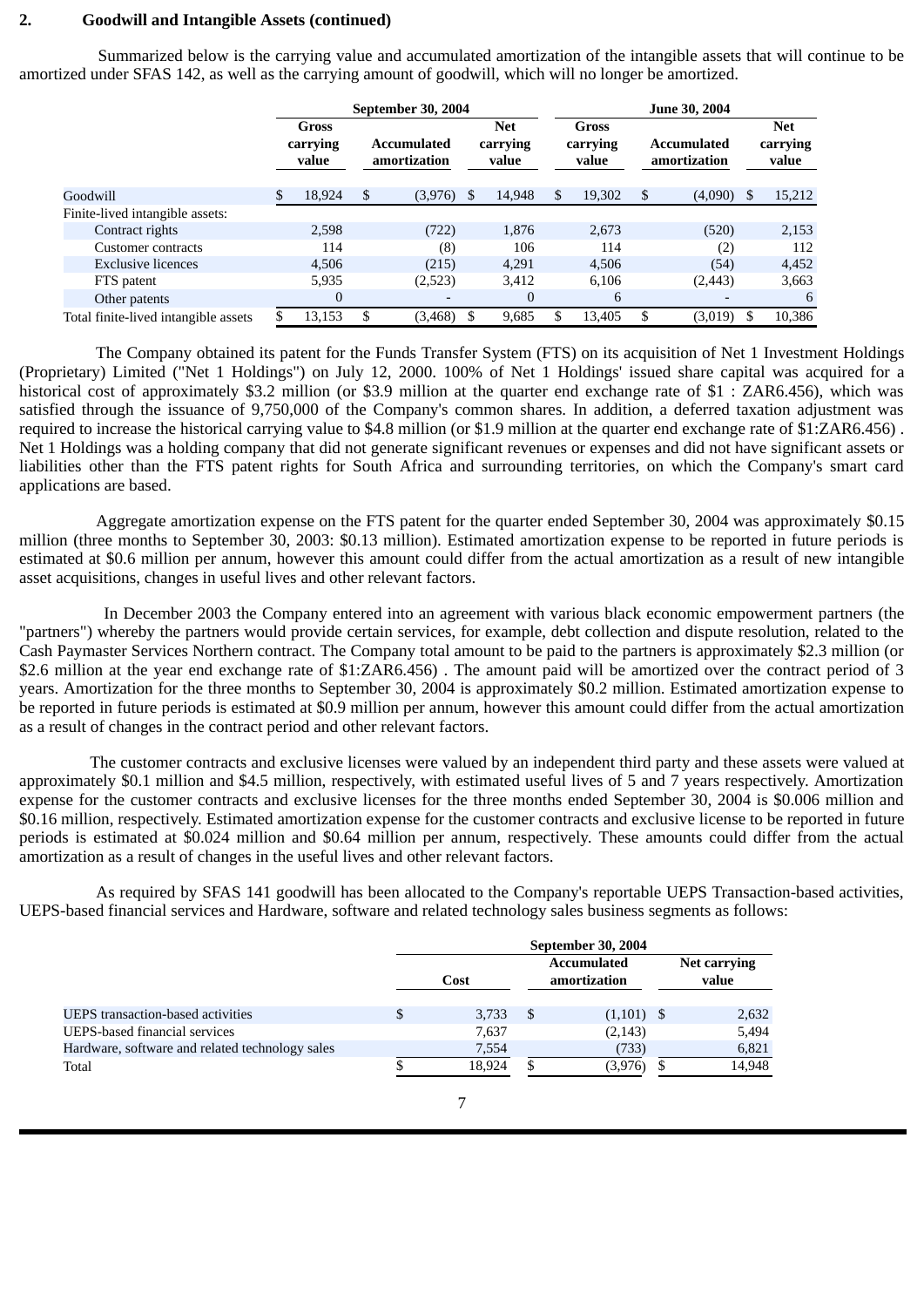## 2. Goodwill and Intangible Assets (continued)

Summarized below is the carrying value and accumulated amortization of the intangible assets that will continue to be amortized under SFAS 142, as well as the carrying amount of goodwill, which will no longer be amortized.

| | September 30, 2004 | | | June 30, 2004 | | |
|---|---|---|---|---|---|---|
| | Gross carrying value | Accumulated amortization | Net carrying value | Gross carrying value | Accumulated amortization | Net carrying value |
| Goodwill | $ 18,924 | $ (3,976) | $ 14,948 | $ 19,302 | $ (4,090) | $ 15,212 |
| Finite-lived intangible assets: | | | | | | |
| Contract rights | 2,598 | (722) | 1,876 | 2,673 | (520) | 2,153 |
| Customer contracts | 114 | (8) | 106 | 114 | (2) | 112 |
| Exclusive licences | 4,506 | (215) | 4,291 | 4,506 | (54) | 4,452 |
| FTS patent | 5,935 | (2,523) | 3,412 | 6,106 | (2,443) | 3,663 |
| Other patents | 0 | - | 0 | 6 | - | 6 |
| Total finite-lived intangible assets | $ 13,153 | $ (3,468) | $ 9,685 | $ 13,405 | $ (3,019) | $ 10,386 |

The Company obtained its patent for the Funds Transfer System (FTS) on its acquisition of Net 1 Investment Holdings (Proprietary) Limited ("Net 1 Holdings") on July 12, 2000. 100% of Net 1 Holdings' issued share capital was acquired for a historical cost of approximately $3.2 million (or $3.9 million at the quarter end exchange rate of $1 : ZAR6.456), which was satisfied through the issuance of 9,750,000 of the Company's common shares. In addition, a deferred taxation adjustment was required to increase the historical carrying value to $4.8 million (or $1.9 million at the quarter end exchange rate of $1:ZAR6.456) . Net 1 Holdings was a holding company that did not generate significant revenues or expenses and did not have significant assets or liabilities other than the FTS patent rights for South Africa and surrounding territories, on which the Company's smart card applications are based.

Aggregate amortization expense on the FTS patent for the quarter ended September 30, 2004 was approximately $0.15 million (three months to September 30, 2003: $0.13 million). Estimated amortization expense to be reported in future periods is estimated at $0.6 million per annum, however this amount could differ from the actual amortization as a result of new intangible asset acquisitions, changes in useful lives and other relevant factors.

In December 2003 the Company entered into an agreement with various black economic empowerment partners (the "partners") whereby the partners would provide certain services, for example, debt collection and dispute resolution, related to the Cash Paymaster Services Northern contract. The Company total amount to be paid to the partners is approximately $2.3 million (or $2.6 million at the year end exchange rate of $1:ZAR6.456) . The amount paid will be amortized over the contract period of 3 years. Amortization for the three months to September 30, 2004 is approximately $0.2 million. Estimated amortization expense to be reported in future periods is estimated at $0.9 million per annum, however this amount could differ from the actual amortization as a result of changes in the contract period and other relevant factors.

The customer contracts and exclusive licenses were valued by an independent third party and these assets were valued at approximately $0.1 million and $4.5 million, respectively, with estimated useful lives of 5 and 7 years respectively. Amortization expense for the customer contracts and exclusive licenses for the three months ended September 30, 2004 is $0.006 million and $0.16 million, respectively. Estimated amortization expense for the customer contracts and exclusive license to be reported in future periods is estimated at $0.024 million and $0.64 million per annum, respectively. These amounts could differ from the actual amortization as a result of changes in the useful lives and other relevant factors.

As required by SFAS 141 goodwill has been allocated to the Company's reportable UEPS Transaction-based activities, UEPS-based financial services and Hardware, software and related technology sales business segments as follows:

| | September 30, 2004 | | |
|---|---|---|---|
| | Cost | Accumulated amortization | Net carrying value |
| UEPS transaction-based activities | $ 3,733 | $ (1,101) | $ 2,632 |
| UEPS-based financial services | 7,637 | (2,143) | 5,494 |
| Hardware, software and related technology sales | 7,554 | (733) | 6,821 |
| Total | $ 18,924 | $ (3,976) | $ 14,948 |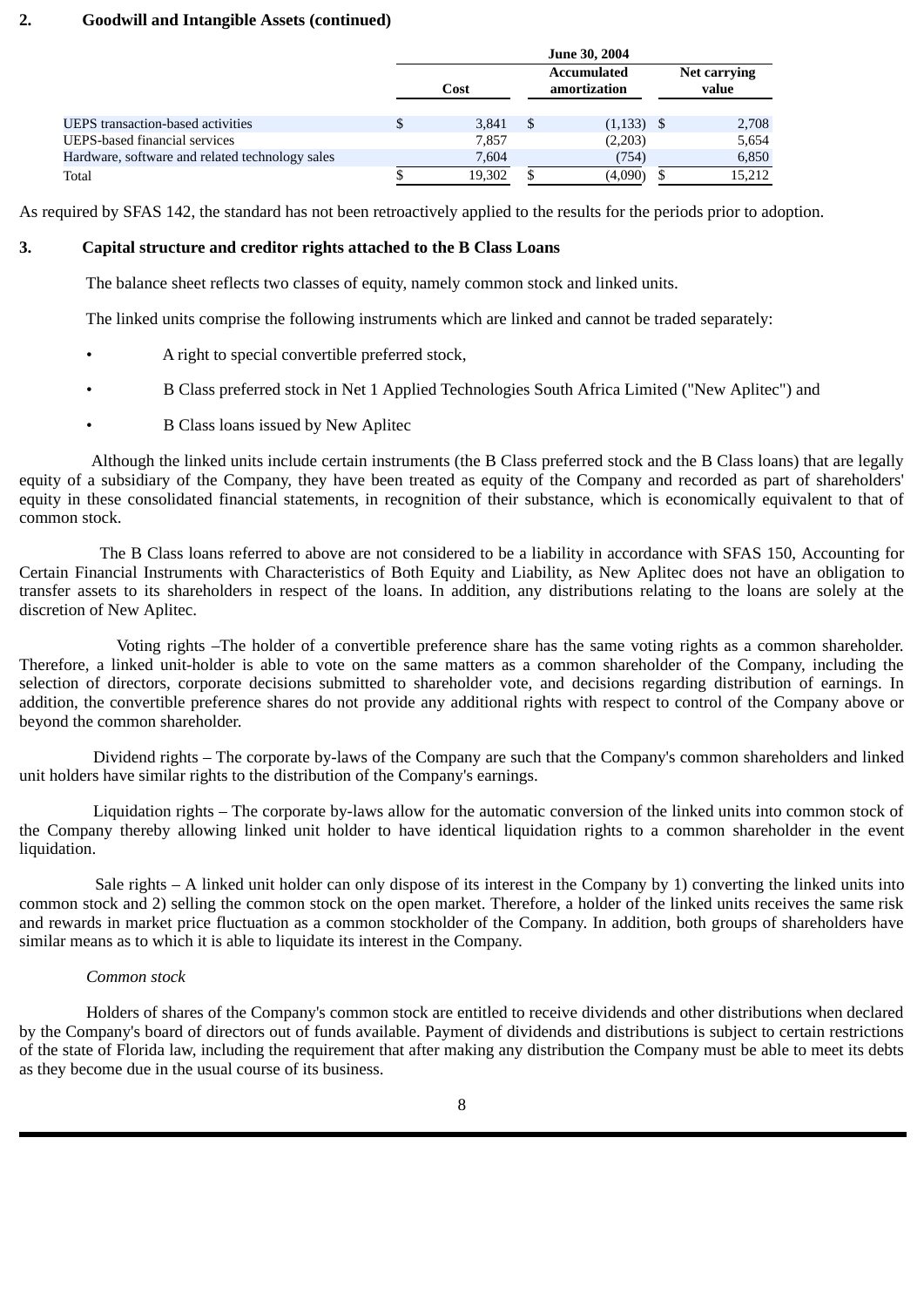## 2. Goodwill and Intangible Assets (continued)

| | June 30, 2004 | | |
|---|---|---|---|
| | Cost | Accumulated amortization | Net carrying value |
| UEPS transaction-based activities | $ 3,841 | $ (1,133) | $ 2,708 |
| UEPS-based financial services | 7,857 | (2,203) | 5,654 |
| Hardware, software and related technology sales | 7,604 | (754) | 6,850 |
| Total | $ 19,302 | $ (4,090) | $ 15,212 |

As required by SFAS 142, the standard has not been retroactively applied to the results for the periods prior to adoption.

## 3. Capital structure and creditor rights attached to the B Class Loans

The balance sheet reflects two classes of equity, namely common stock and linked units.

The linked units comprise the following instruments which are linked and cannot be traded separately:

- A right to special convertible preferred stock,
- B Class preferred stock in Net 1 Applied Technologies South Africa Limited ("New Aplitec") and
- B Class loans issued by New Aplitec

Although the linked units include certain instruments (the B Class preferred stock and the B Class loans) that are legally equity of a subsidiary of the Company, they have been treated as equity of the Company and recorded as part of shareholders' equity in these consolidated financial statements, in recognition of their substance, which is economically equivalent to that of common stock.

The B Class loans referred to above are not considered to be a liability in accordance with SFAS 150, Accounting for Certain Financial Instruments with Characteristics of Both Equity and Liability, as New Aplitec does not have an obligation to transfer assets to its shareholders in respect of the loans. In addition, any distributions relating to the loans are solely at the discretion of New Aplitec.

Voting rights –The holder of a convertible preference share has the same voting rights as a common shareholder. Therefore, a linked unit-holder is able to vote on the same matters as a common shareholder of the Company, including the selection of directors, corporate decisions submitted to shareholder vote, and decisions regarding distribution of earnings. In addition, the convertible preference shares do not provide any additional rights with respect to control of the Company above or beyond the common shareholder.

Dividend rights – The corporate by-laws of the Company are such that the Company's common shareholders and linked unit holders have similar rights to the distribution of the Company's earnings.

Liquidation rights – The corporate by-laws allow for the automatic conversion of the linked units into common stock of the Company thereby allowing linked unit holder to have identical liquidation rights to a common shareholder in the event liquidation.

Sale rights – A linked unit holder can only dispose of its interest in the Company by 1) converting the linked units into common stock and 2) selling the common stock on the open market. Therefore, a holder of the linked units receives the same risk and rewards in market price fluctuation as a common stockholder of the Company. In addition, both groups of shareholders have similar means as to which it is able to liquidate its interest in the Company.

*Common stock*

Holders of shares of the Company's common stock are entitled to receive dividends and other distributions when declared by the Company's board of directors out of funds available. Payment of dividends and distributions is subject to certain restrictions of the state of Florida law, including the requirement that after making any distribution the Company must be able to meet its debts as they become due in the usual course of its business.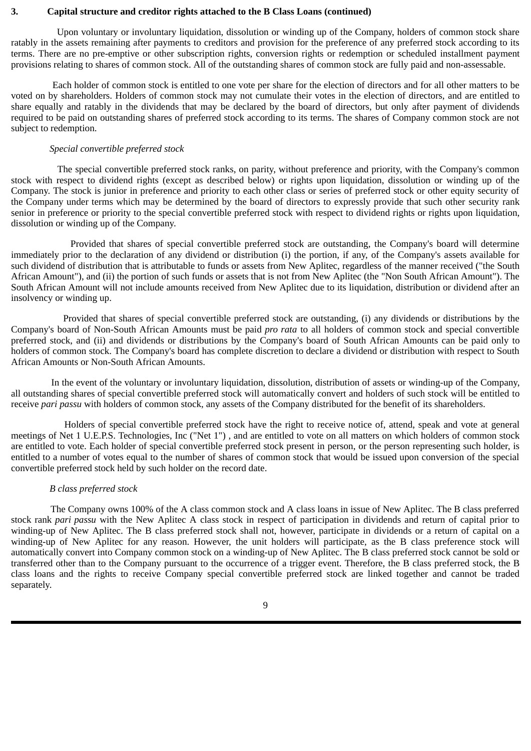**3. Capital structure and creditor rights attached to the B Class Loans (continued)**

Upon voluntary or involuntary liquidation, dissolution or winding up of the Company, holders of common stock share ratably in the assets remaining after payments to creditors and provision for the preference of any preferred stock according to its terms. There are no pre-emptive or other subscription rights, conversion rights or redemption or scheduled installment payment provisions relating to shares of common stock. All of the outstanding shares of common stock are fully paid and non-assessable.

Each holder of common stock is entitled to one vote per share for the election of directors and for all other matters to be voted on by shareholders. Holders of common stock may not cumulate their votes in the election of directors, and are entitled to share equally and ratably in the dividends that may be declared by the board of directors, but only after payment of dividends required to be paid on outstanding shares of preferred stock according to its terms. The shares of Company common stock are not subject to redemption.

*Special convertible preferred stock*

The special convertible preferred stock ranks, on parity, without preference and priority, with the Company's common stock with respect to dividend rights (except as described below) or rights upon liquidation, dissolution or winding up of the Company. The stock is junior in preference and priority to each other class or series of preferred stock or other equity security of the Company under terms which may be determined by the board of directors to expressly provide that such other security rank senior in preference or priority to the special convertible preferred stock with respect to dividend rights or rights upon liquidation, dissolution or winding up of the Company.

Provided that shares of special convertible preferred stock are outstanding, the Company's board will determine immediately prior to the declaration of any dividend or distribution (i) the portion, if any, of the Company's assets available for such dividend of distribution that is attributable to funds or assets from New Aplitec, regardless of the manner received ("the South African Amount"), and (ii) the portion of such funds or assets that is not from New Aplitec (the "Non South African Amount"). The South African Amount will not include amounts received from New Aplitec due to its liquidation, distribution or dividend after an insolvency or winding up.

Provided that shares of special convertible preferred stock are outstanding, (i) any dividends or distributions by the Company's board of Non-South African Amounts must be paid *pro rata* to all holders of common stock and special convertible preferred stock, and (ii) and dividends or distributions by the Company's board of South African Amounts can be paid only to holders of common stock. The Company's board has complete discretion to declare a dividend or distribution with respect to South African Amounts or Non-South African Amounts.

In the event of the voluntary or involuntary liquidation, dissolution, distribution of assets or winding-up of the Company, all outstanding shares of special convertible preferred stock will automatically convert and holders of such stock will be entitled to receive *pari passu* with holders of common stock, any assets of the Company distributed for the benefit of its shareholders.

Holders of special convertible preferred stock have the right to receive notice of, attend, speak and vote at general meetings of Net 1 U.E.P.S. Technologies, Inc ("Net 1") , and are entitled to vote on all matters on which holders of common stock are entitled to vote. Each holder of special convertible preferred stock present in person, or the person representing such holder, is entitled to a number of votes equal to the number of shares of common stock that would be issued upon conversion of the special convertible preferred stock held by such holder on the record date.

*B class preferred stock*

The Company owns 100% of the A class common stock and A class loans in issue of New Aplitec. The B class preferred stock rank *pari passu* with the New Aplitec A class stock in respect of participation in dividends and return of capital prior to winding-up of New Aplitec. The B class preferred stock shall not, however, participate in dividends or a return of capital on a winding-up of New Aplitec for any reason. However, the unit holders will participate, as the B class preference stock will automatically convert into Company common stock on a winding-up of New Aplitec. The B class preferred stock cannot be sold or transferred other than to the Company pursuant to the occurrence of a trigger event. Therefore, the B class preferred stock, the B class loans and the rights to receive Company special convertible preferred stock are linked together and cannot be traded separately.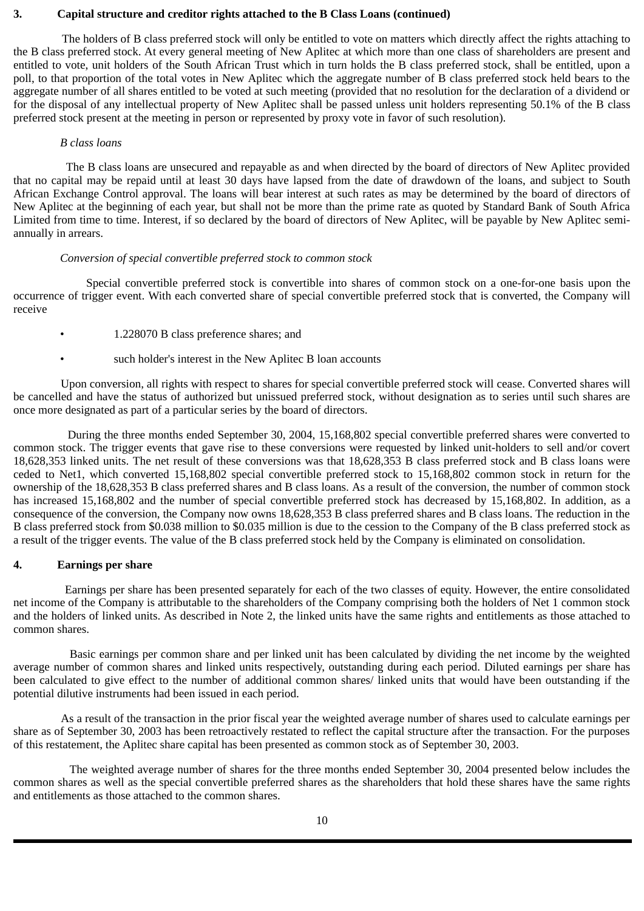## 3. Capital structure and creditor rights attached to the B Class Loans (continued)

The holders of B class preferred stock will only be entitled to vote on matters which directly affect the rights attaching to the B class preferred stock. At every general meeting of New Aplitec at which more than one class of shareholders are present and entitled to vote, unit holders of the South African Trust which in turn holds the B class preferred stock, shall be entitled, upon a poll, to that proportion of the total votes in New Aplitec which the aggregate number of B class preferred stock held bears to the aggregate number of all shares entitled to be voted at such meeting (provided that no resolution for the declaration of a dividend or for the disposal of any intellectual property of New Aplitec shall be passed unless unit holders representing 50.1% of the B class preferred stock present at the meeting in person or represented by proxy vote in favor of such resolution).

*B class loans*

The B class loans are unsecured and repayable as and when directed by the board of directors of New Aplitec provided that no capital may be repaid until at least 30 days have lapsed from the date of drawdown of the loans, and subject to South African Exchange Control approval. The loans will bear interest at such rates as may be determined by the board of directors of New Aplitec at the beginning of each year, but shall not be more than the prime rate as quoted by Standard Bank of South Africa Limited from time to time. Interest, if so declared by the board of directors of New Aplitec, will be payable by New Aplitec semi-annually in arrears.

*Conversion of special convertible preferred stock to common stock*

Special convertible preferred stock is convertible into shares of common stock on a one-for-one basis upon the occurrence of trigger event. With each converted share of special convertible preferred stock that is converted, the Company will receive

- 1.228070 B class preference shares; and
- such holder's interest in the New Aplitec B loan accounts

Upon conversion, all rights with respect to shares for special convertible preferred stock will cease. Converted shares will be cancelled and have the status of authorized but unissued preferred stock, without designation as to series until such shares are once more designated as part of a particular series by the board of directors.

During the three months ended September 30, 2004, 15,168,802 special convertible preferred shares were converted to common stock. The trigger events that gave rise to these conversions were requested by linked unit-holders to sell and/or covert 18,628,353 linked units. The net result of these conversions was that 18,628,353 B class preferred stock and B class loans were ceded to Net1, which converted 15,168,802 special convertible preferred stock to 15,168,802 common stock in return for the ownership of the 18,628,353 B class preferred shares and B class loans. As a result of the conversion, the number of common stock has increased 15,168,802 and the number of special convertible preferred stock has decreased by 15,168,802. In addition, as a consequence of the conversion, the Company now owns 18,628,353 B class preferred shares and B class loans. The reduction in the B class preferred stock from $0.038 million to $0.035 million is due to the cession to the Company of the B class preferred stock as a result of the trigger events. The value of the B class preferred stock held by the Company is eliminated on consolidation.

## 4. Earnings per share

Earnings per share has been presented separately for each of the two classes of equity. However, the entire consolidated net income of the Company is attributable to the shareholders of the Company comprising both the holders of Net 1 common stock and the holders of linked units. As described in Note 2, the linked units have the same rights and entitlements as those attached to common shares.

Basic earnings per common share and per linked unit has been calculated by dividing the net income by the weighted average number of common shares and linked units respectively, outstanding during each period. Diluted earnings per share has been calculated to give effect to the number of additional common shares/ linked units that would have been outstanding if the potential dilutive instruments had been issued in each period.

As a result of the transaction in the prior fiscal year the weighted average number of shares used to calculate earnings per share as of September 30, 2003 has been retroactively restated to reflect the capital structure after the transaction. For the purposes of this restatement, the Aplitec share capital has been presented as common stock as of September 30, 2003.

The weighted average number of shares for the three months ended September 30, 2004 presented below includes the common shares as well as the special convertible preferred shares as the shareholders that hold these shares have the same rights and entitlements as those attached to the common shares.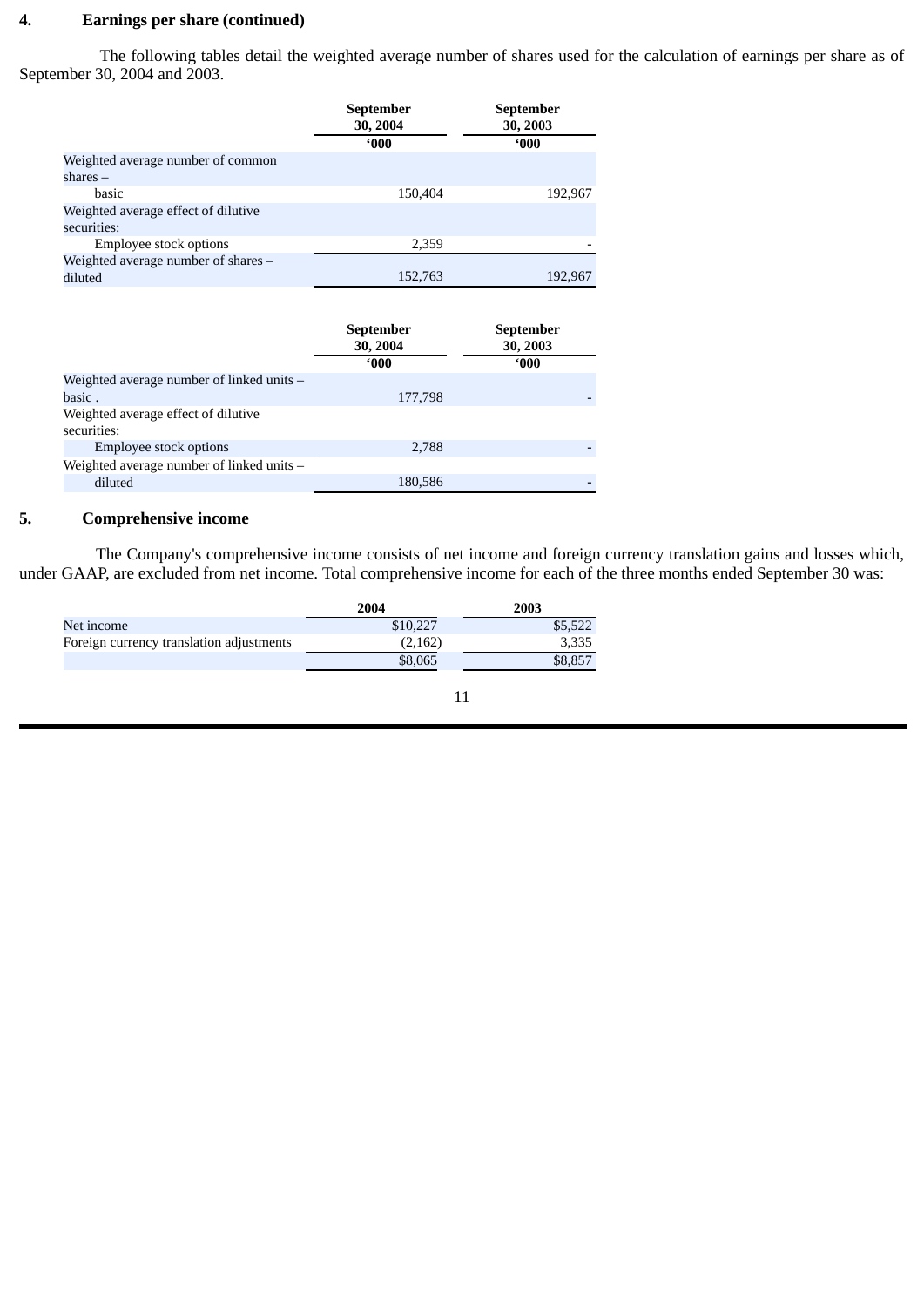## 4. Earnings per share (continued)

The following tables detail the weighted average number of shares used for the calculation of earnings per share as of September 30, 2004 and 2003.

| | September 30, 2004 | September 30, 2003 |
|---|---|---|
| | '000 | '000 |
| Weighted average number of common shares – basic | 150,404 | 192,967 |
| Weighted average effect of dilutive securities: | | |
| Employee stock options | 2,359 | - |
| Weighted average number of shares – diluted | 152,763 | 192,967 |

| | September 30, 2004 | September 30, 2003 |
|---|---|---|
| | '000 | '000 |
| Weighted average number of linked units – basic . | 177,798 | - |
| Weighted average effect of dilutive securities: | | |
| Employee stock options | 2,788 | - |
| Weighted average number of linked units – diluted | 180,586 | - |

## 5. Comprehensive income

The Company's comprehensive income consists of net income and foreign currency translation gains and losses which, under GAAP, are excluded from net income. Total comprehensive income for each of the three months ended September 30 was:

| | 2004 | 2003 |
|---|---|---|
| Net income | $10,227 | $5,522 |
| Foreign currency translation adjustments | (2,162) | 3,335 |
| | $8,065 | $8,857 |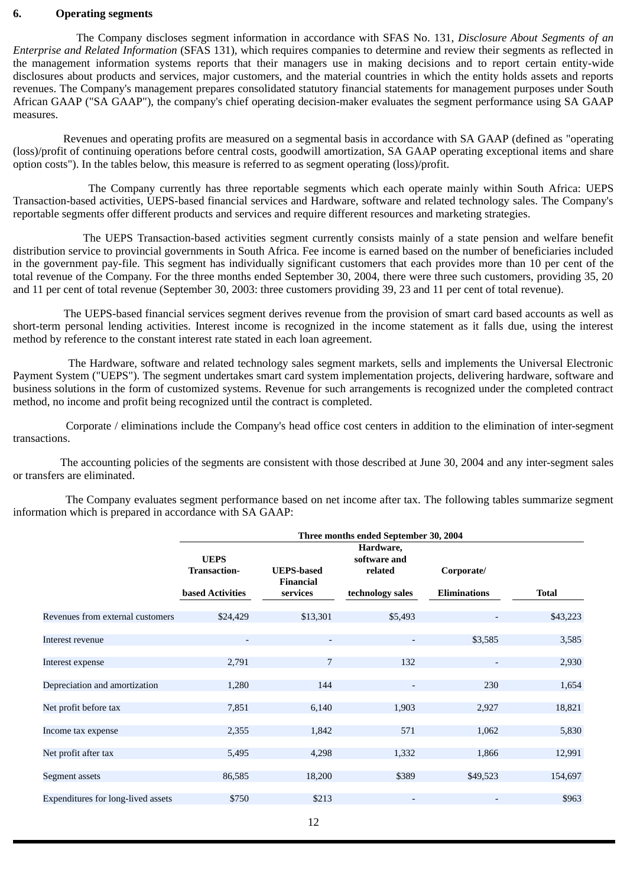## 6. Operating segments

The Company discloses segment information in accordance with SFAS No. 131, *Disclosure About Segments of an Enterprise and Related Information* (SFAS 131), which requires companies to determine and review their segments as reflected in the management information systems reports that their managers use in making decisions and to report certain entity-wide disclosures about products and services, major customers, and the material countries in which the entity holds assets and reports revenues. The Company's management prepares consolidated statutory financial statements for management purposes under South African GAAP ("SA GAAP"), the company's chief operating decision-maker evaluates the segment performance using SA GAAP measures.

Revenues and operating profits are measured on a segmental basis in accordance with SA GAAP (defined as "operating (loss)/profit of continuing operations before central costs, goodwill amortization, SA GAAP operating exceptional items and share option costs"). In the tables below, this measure is referred to as segment operating (loss)/profit.

The Company currently has three reportable segments which each operate mainly within South Africa: UEPS Transaction-based activities, UEPS-based financial services and Hardware, software and related technology sales. The Company's reportable segments offer different products and services and require different resources and marketing strategies.

The UEPS Transaction-based activities segment currently consists mainly of a state pension and welfare benefit distribution service to provincial governments in South Africa. Fee income is earned based on the number of beneficiaries included in the government pay-file. This segment has individually significant customers that each provides more than 10 per cent of the total revenue of the Company. For the three months ended September 30, 2004, there were three such customers, providing 35, 20 and 11 per cent of total revenue (September 30, 2003: three customers providing 39, 23 and 11 per cent of total revenue).

The UEPS-based financial services segment derives revenue from the provision of smart card based accounts as well as short-term personal lending activities. Interest income is recognized in the income statement as it falls due, using the interest method by reference to the constant interest rate stated in each loan agreement.

The Hardware, software and related technology sales segment markets, sells and implements the Universal Electronic Payment System ("UEPS"). The segment undertakes smart card system implementation projects, delivering hardware, software and business solutions in the form of customized systems. Revenue for such arrangements is recognized under the completed contract method, no income and profit being recognized until the contract is completed.

Corporate / eliminations include the Company's head office cost centers in addition to the elimination of inter-segment transactions.

The accounting policies of the segments are consistent with those described at June 30, 2004 and any inter-segment sales or transfers are eliminated.

The Company evaluates segment performance based on net income after tax. The following tables summarize segment information which is prepared in accordance with SA GAAP:

| | Three months ended September 30, 2004 | | | | |
|---|---|---|---|---|---|
| | UEPS Transaction-based Activities | UEPS-based Financial services | Hardware, software and related technology sales | Corporate/ Eliminations | Total |
| Revenues from external customers | $24,429 | $13,301 | $5,493 | - | $43,223 |
| Interest revenue | - | - | - | $3,585 | 3,585 |
| Interest expense | 2,791 | 7 | 132 | - | 2,930 |
| Depreciation and amortization | 1,280 | 144 | - | 230 | 1,654 |
| Net profit before tax | 7,851 | 6,140 | 1,903 | 2,927 | 18,821 |
| Income tax expense | 2,355 | 1,842 | 571 | 1,062 | 5,830 |
| Net profit after tax | 5,495 | 4,298 | 1,332 | 1,866 | 12,991 |
| Segment assets | 86,585 | 18,200 | $389 | $49,523 | 154,697 |
| Expenditures for long-lived assets | $750 | $213 | - | - | $963 |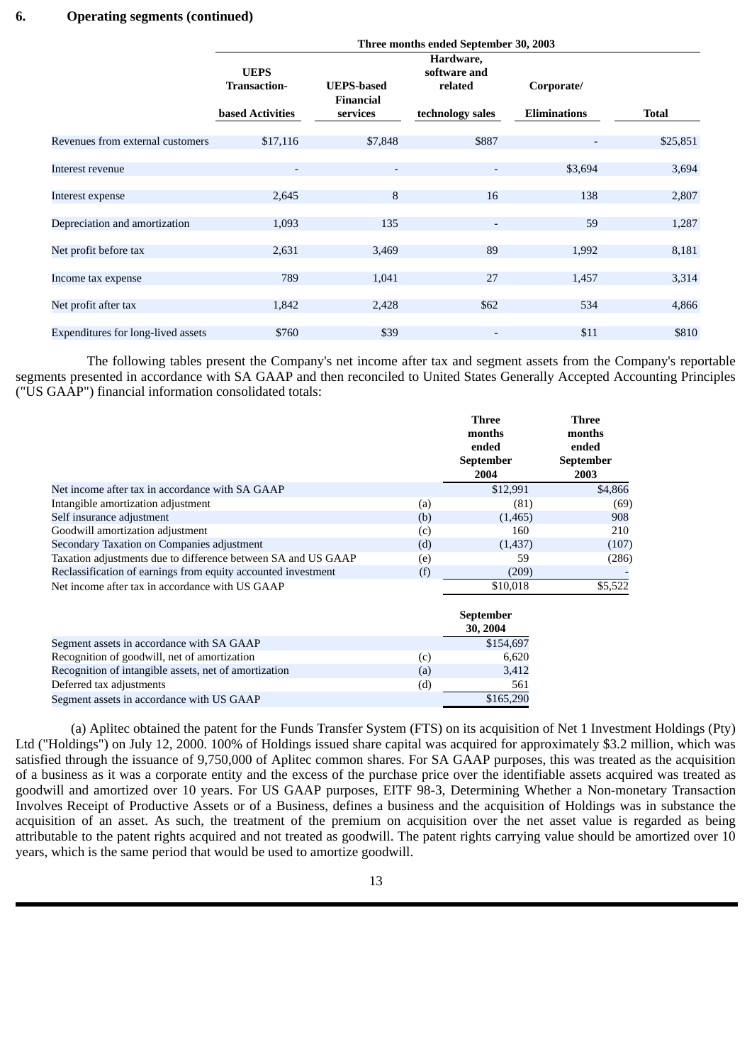## 6. Operating segments (continued)

| | Three months ended September 30, 2003 | | | | |
|---|---|---|---|---|---|
| | UEPS Transaction-based Activities | UEPS-based Financial services | Hardware, software and related technology sales | Corporate/ Eliminations | Total |
| Revenues from external customers | $17,116 | $7,848 | $887 | - | $25,851 |
| Interest revenue | - | - | - | $3,694 | 3,694 |
| Interest expense | 2,645 | 8 | 16 | 138 | 2,807 |
| Depreciation and amortization | 1,093 | 135 | - | 59 | 1,287 |
| Net profit before tax | 2,631 | 3,469 | 89 | 1,992 | 8,181 |
| Income tax expense | 789 | 1,041 | 27 | 1,457 | 3,314 |
| Net profit after tax | 1,842 | 2,428 | $62 | 534 | 4,866 |
| Expenditures for long-lived assets | $760 | $39 | - | $11 | $810 |

The following tables present the Company's net income after tax and segment assets from the Company's reportable segments presented in accordance with SA GAAP and then reconciled to United States Generally Accepted Accounting Principles ("US GAAP") financial information consolidated totals:

| | | Three months ended September 2004 | Three months ended September 2003 |
|---|---|---|---|
| Net income after tax in accordance with SA GAAP | | $12,991 | $4,866 |
| Intangible amortization adjustment | (a) | (81) | (69) |
| Self insurance adjustment | (b) | (1,465) | 908 |
| Goodwill amortization adjustment | (c) | 160 | 210 |
| Secondary Taxation on Companies adjustment | (d) | (1,437) | (107) |
| Taxation adjustments due to difference between SA and US GAAP | (e) | 59 | (286) |
| Reclassification of earnings from equity accounted investment | (f) | (209) | - |
| Net income after tax in accordance with US GAAP | | $10,018 | $5,522 |

| | | September 30, 2004 |
|---|---|---|
| Segment assets in accordance with SA GAAP | | $154,697 |
| Recognition of goodwill, net of amortization | (c) | 6,620 |
| Recognition of intangible assets, net of amortization | (a) | 3,412 |
| Deferred tax adjustments | (d) | 561 |
| Segment assets in accordance with US GAAP | | $165,290 |

(a) Aplitec obtained the patent for the Funds Transfer System (FTS) on its acquisition of Net 1 Investment Holdings (Pty) Ltd ("Holdings") on July 12, 2000. 100% of Holdings issued share capital was acquired for approximately $3.2 million, which was satisfied through the issuance of 9,750,000 of Aplitec common shares. For SA GAAP purposes, this was treated as the acquisition of a business as it was a corporate entity and the excess of the purchase price over the identifiable assets acquired was treated as goodwill and amortized over 10 years. For US GAAP purposes, EITF 98-3, Determining Whether a Non-monetary Transaction Involves Receipt of Productive Assets or of a Business, defines a business and the acquisition of Holdings was in substance the acquisition of an asset. As such, the treatment of the premium on acquisition over the net asset value is regarded as being attributable to the patent rights acquired and not treated as goodwill. The patent rights carrying value should be amortized over 10 years, which is the same period that would be used to amortize goodwill.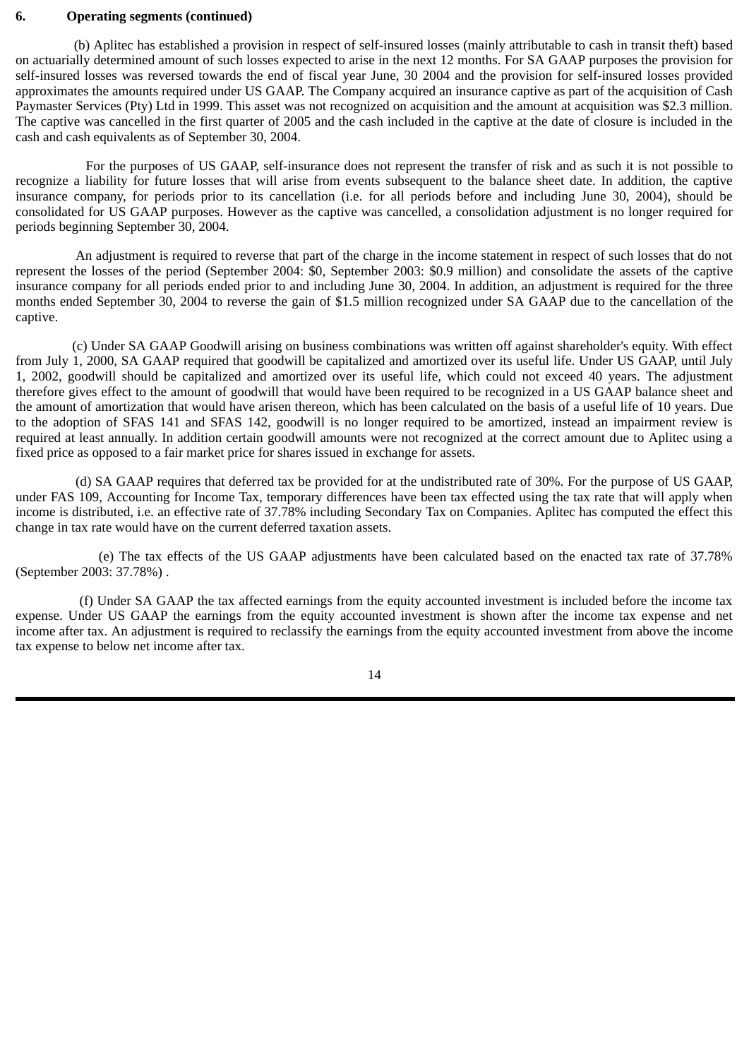**6. Operating segments (continued)**

(b) Aplitec has established a provision in respect of self-insured losses (mainly attributable to cash in transit theft) based on actuarially determined amount of such losses expected to arise in the next 12 months. For SA GAAP purposes the provision for self-insured losses was reversed towards the end of fiscal year June, 30 2004 and the provision for self-insured losses provided approximates the amounts required under US GAAP. The Company acquired an insurance captive as part of the acquisition of Cash Paymaster Services (Pty) Ltd in 1999. This asset was not recognized on acquisition and the amount at acquisition was $2.3 million. The captive was cancelled in the first quarter of 2005 and the cash included in the captive at the date of closure is included in the cash and cash equivalents as of September 30, 2004.

For the purposes of US GAAP, self-insurance does not represent the transfer of risk and as such it is not possible to recognize a liability for future losses that will arise from events subsequent to the balance sheet date. In addition, the captive insurance company, for periods prior to its cancellation (i.e. for all periods before and including June 30, 2004), should be consolidated for US GAAP purposes. However as the captive was cancelled, a consolidation adjustment is no longer required for periods beginning September 30, 2004.

An adjustment is required to reverse that part of the charge in the income statement in respect of such losses that do not represent the losses of the period (September 2004: $0, September 2003: $0.9 million) and consolidate the assets of the captive insurance company for all periods ended prior to and including June 30, 2004. In addition, an adjustment is required for the three months ended September 30, 2004 to reverse the gain of $1.5 million recognized under SA GAAP due to the cancellation of the captive.

(c) Under SA GAAP Goodwill arising on business combinations was written off against shareholder's equity. With effect from July 1, 2000, SA GAAP required that goodwill be capitalized and amortized over its useful life. Under US GAAP, until July 1, 2002, goodwill should be capitalized and amortized over its useful life, which could not exceed 40 years. The adjustment therefore gives effect to the amount of goodwill that would have been required to be recognized in a US GAAP balance sheet and the amount of amortization that would have arisen thereon, which has been calculated on the basis of a useful life of 10 years. Due to the adoption of SFAS 141 and SFAS 142, goodwill is no longer required to be amortized, instead an impairment review is required at least annually. In addition certain goodwill amounts were not recognized at the correct amount due to Aplitec using a fixed price as opposed to a fair market price for shares issued in exchange for assets.

(d) SA GAAP requires that deferred tax be provided for at the undistributed rate of 30%. For the purpose of US GAAP, under FAS 109, Accounting for Income Tax, temporary differences have been tax effected using the tax rate that will apply when income is distributed, i.e. an effective rate of 37.78% including Secondary Tax on Companies. Aplitec has computed the effect this change in tax rate would have on the current deferred taxation assets.

(e) The tax effects of the US GAAP adjustments have been calculated based on the enacted tax rate of 37.78% (September 2003: 37.78%) .

(f) Under SA GAAP the tax affected earnings from the equity accounted investment is included before the income tax expense. Under US GAAP the earnings from the equity accounted investment is shown after the income tax expense and net income after tax. An adjustment is required to reclassify the earnings from the equity accounted investment from above the income tax expense to below net income after tax.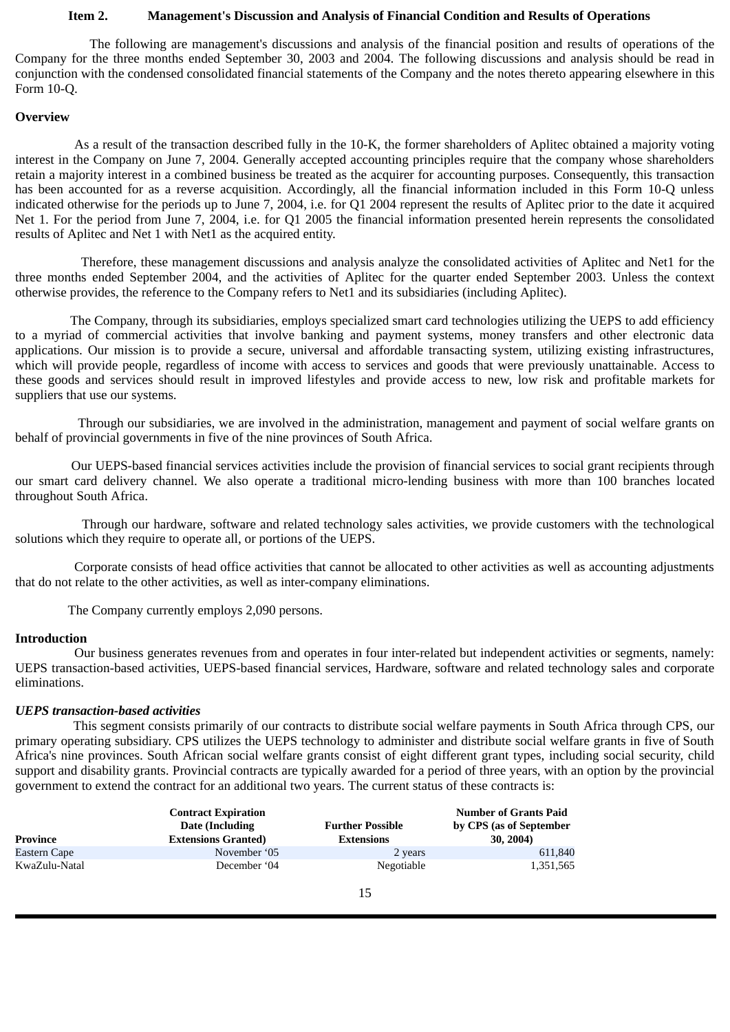## Item 2. Management's Discussion and Analysis of Financial Condition and Results of Operations

The following are management's discussions and analysis of the financial position and results of operations of the Company for the three months ended September 30, 2003 and 2004. The following discussions and analysis should be read in conjunction with the condensed consolidated financial statements of the Company and the notes thereto appearing elsewhere in this Form 10-Q.

**Overview**

As a result of the transaction described fully in the 10-K, the former shareholders of Aplitec obtained a majority voting interest in the Company on June 7, 2004. Generally accepted accounting principles require that the company whose shareholders retain a majority interest in a combined business be treated as the acquirer for accounting purposes. Consequently, this transaction has been accounted for as a reverse acquisition. Accordingly, all the financial information included in this Form 10-Q unless indicated otherwise for the periods up to June 7, 2004, i.e. for Q1 2004 represent the results of Aplitec prior to the date it acquired Net 1. For the period from June 7, 2004, i.e. for Q1 2005 the financial information presented herein represents the consolidated results of Aplitec and Net 1 with Net1 as the acquired entity.

Therefore, these management discussions and analysis analyze the consolidated activities of Aplitec and Net1 for the three months ended September 2004, and the activities of Aplitec for the quarter ended September 2003. Unless the context otherwise provides, the reference to the Company refers to Net1 and its subsidiaries (including Aplitec).

The Company, through its subsidiaries, employs specialized smart card technologies utilizing the UEPS to add efficiency to a myriad of commercial activities that involve banking and payment systems, money transfers and other electronic data applications. Our mission is to provide a secure, universal and affordable transacting system, utilizing existing infrastructures, which will provide people, regardless of income with access to services and goods that were previously unattainable. Access to these goods and services should result in improved lifestyles and provide access to new, low risk and profitable markets for suppliers that use our systems.

Through our subsidiaries, we are involved in the administration, management and payment of social welfare grants on behalf of provincial governments in five of the nine provinces of South Africa.

Our UEPS-based financial services activities include the provision of financial services to social grant recipients through our smart card delivery channel. We also operate a traditional micro-lending business with more than 100 branches located throughout South Africa.

Through our hardware, software and related technology sales activities, we provide customers with the technological solutions which they require to operate all, or portions of the UEPS.

Corporate consists of head office activities that cannot be allocated to other activities as well as accounting adjustments that do not relate to the other activities, as well as inter-company eliminations.

The Company currently employs 2,090 persons.

**Introduction**

Our business generates revenues from and operates in four inter-related but independent activities or segments, namely: UEPS transaction-based activities, UEPS-based financial services, Hardware, software and related technology sales and corporate eliminations.

***UEPS transaction-based activities***

This segment consists primarily of our contracts to distribute social welfare payments in South Africa through CPS, our primary operating subsidiary. CPS utilizes the UEPS technology to administer and distribute social welfare grants in five of South Africa's nine provinces. South African social welfare grants consist of eight different grant types, including social security, child support and disability grants. Provincial contracts are typically awarded for a period of three years, with an option by the provincial government to extend the contract for an additional two years. The current status of these contracts is:

| Province | Contract Expiration Date (Including Extensions Granted) | Further Possible Extensions | Number of Grants Paid by CPS (as of September 30, 2004) |
|---|---|---|---|
| Eastern Cape | November '05 | 2 years | 611,840 |
| KwaZulu-Natal | December '04 | Negotiable | 1,351,565 |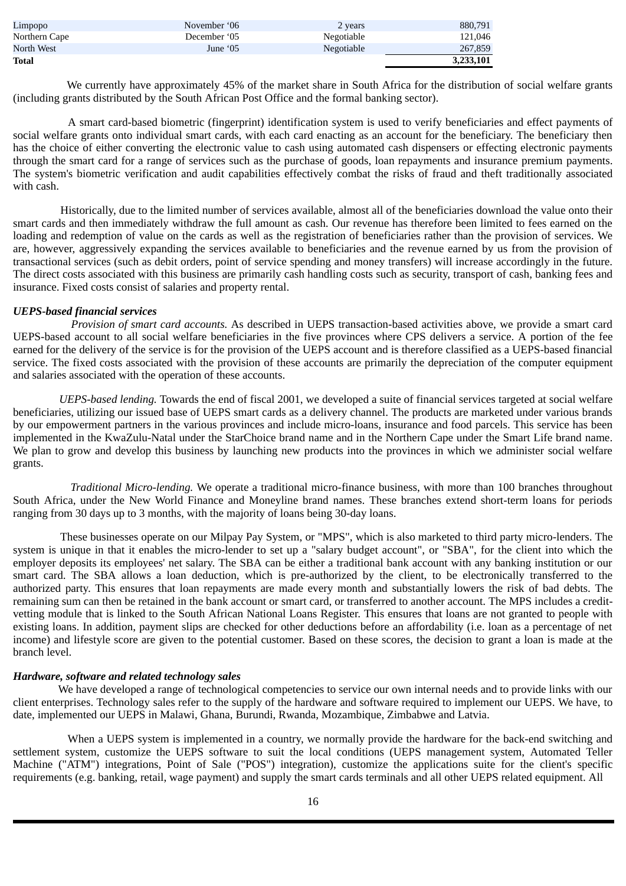| | | | |
|---|---|---|---|
| Limpopo | November '06 | 2 years | 880,791 |
| Northern Cape | December '05 | Negotiable | 121,046 |
| North West | June '05 | Negotiable | 267,859 |
| **Total** | | | **3,233,101** |

We currently have approximately 45% of the market share in South Africa for the distribution of social welfare grants (including grants distributed by the South African Post Office and the formal banking sector).

A smart card-based biometric (fingerprint) identification system is used to verify beneficiaries and effect payments of social welfare grants onto individual smart cards, with each card enacting as an account for the beneficiary. The beneficiary then has the choice of either converting the electronic value to cash using automated cash dispensers or effecting electronic payments through the smart card for a range of services such as the purchase of goods, loan repayments and insurance premium payments. The system's biometric verification and audit capabilities effectively combat the risks of fraud and theft traditionally associated with cash.

Historically, due to the limited number of services available, almost all of the beneficiaries download the value onto their smart cards and then immediately withdraw the full amount as cash. Our revenue has therefore been limited to fees earned on the loading and redemption of value on the cards as well as the registration of beneficiaries rather than the provision of services. We are, however, aggressively expanding the services available to beneficiaries and the revenue earned by us from the provision of transactional services (such as debit orders, point of service spending and money transfers) will increase accordingly in the future. The direct costs associated with this business are primarily cash handling costs such as security, transport of cash, banking fees and insurance. Fixed costs consist of salaries and property rental.

***UEPS-based financial services***

*Provision of smart card accounts.* As described in UEPS transaction-based activities above, we provide a smart card UEPS-based account to all social welfare beneficiaries in the five provinces where CPS delivers a service. A portion of the fee earned for the delivery of the service is for the provision of the UEPS account and is therefore classified as a UEPS-based financial service. The fixed costs associated with the provision of these accounts are primarily the depreciation of the computer equipment and salaries associated with the operation of these accounts.

*UEPS-based lending.* Towards the end of fiscal 2001, we developed a suite of financial services targeted at social welfare beneficiaries, utilizing our issued base of UEPS smart cards as a delivery channel. The products are marketed under various brands by our empowerment partners in the various provinces and include micro-loans, insurance and food parcels. This service has been implemented in the KwaZulu-Natal under the StarChoice brand name and in the Northern Cape under the Smart Life brand name. We plan to grow and develop this business by launching new products into the provinces in which we administer social welfare grants.

*Traditional Micro-lending.* We operate a traditional micro-finance business, with more than 100 branches throughout South Africa, under the New World Finance and Moneyline brand names. These branches extend short-term loans for periods ranging from 30 days up to 3 months, with the majority of loans being 30-day loans.

These businesses operate on our Milpay Pay System, or "MPS", which is also marketed to third party micro-lenders. The system is unique in that it enables the micro-lender to set up a "salary budget account", or "SBA", for the client into which the employer deposits its employees' net salary. The SBA can be either a traditional bank account with any banking institution or our smart card. The SBA allows a loan deduction, which is pre-authorized by the client, to be electronically transferred to the authorized party. This ensures that loan repayments are made every month and substantially lowers the risk of bad debts. The remaining sum can then be retained in the bank account or smart card, or transferred to another account. The MPS includes a credit-vetting module that is linked to the South African National Loans Register. This ensures that loans are not granted to people with existing loans. In addition, payment slips are checked for other deductions before an affordability (i.e. loan as a percentage of net income) and lifestyle score are given to the potential customer. Based on these scores, the decision to grant a loan is made at the branch level.

***Hardware, software and related technology sales***

We have developed a range of technological competencies to service our own internal needs and to provide links with our client enterprises. Technology sales refer to the supply of the hardware and software required to implement our UEPS. We have, to date, implemented our UEPS in Malawi, Ghana, Burundi, Rwanda, Mozambique, Zimbabwe and Latvia.

When a UEPS system is implemented in a country, we normally provide the hardware for the back-end switching and settlement system, customize the UEPS software to suit the local conditions (UEPS management system, Automated Teller Machine ("ATM") integrations, Point of Sale ("POS") integration), customize the applications suite for the client's specific requirements (e.g. banking, retail, wage payment) and supply the smart cards terminals and all other UEPS related equipment. All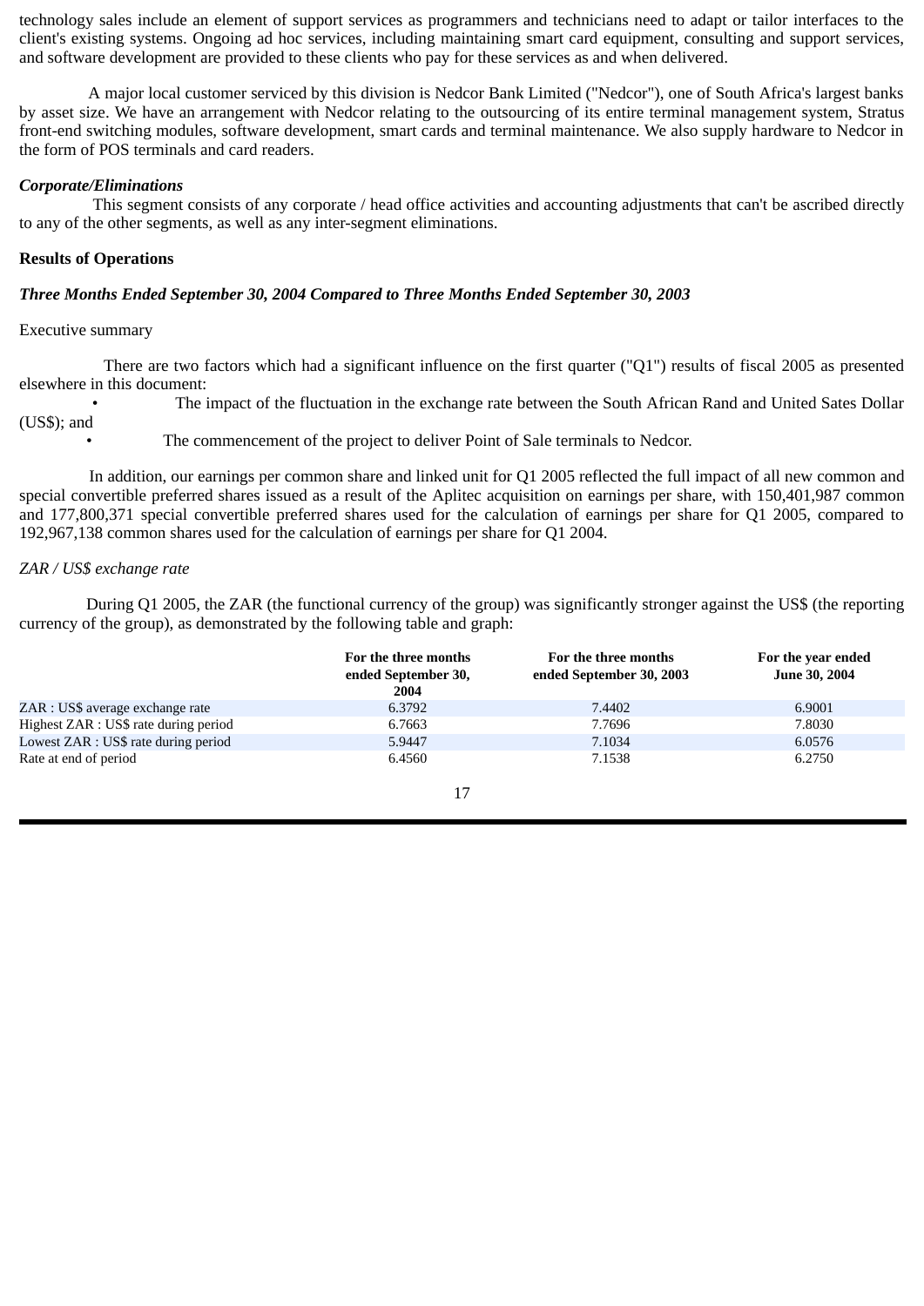technology sales include an element of support services as programmers and technicians need to adapt or tailor interfaces to the client's existing systems. Ongoing ad hoc services, including maintaining smart card equipment, consulting and support services, and software development are provided to these clients who pay for these services as and when delivered.

A major local customer serviced by this division is Nedcor Bank Limited ("Nedcor"), one of South Africa's largest banks by asset size. We have an arrangement with Nedcor relating to the outsourcing of its entire terminal management system, Stratus front-end switching modules, software development, smart cards and terminal maintenance. We also supply hardware to Nedcor in the form of POS terminals and card readers.

***Corporate/Eliminations***

This segment consists of any corporate / head office activities and accounting adjustments that can't be ascribed directly to any of the other segments, as well as any inter-segment eliminations.

**Results of Operations**

***Three Months Ended September 30, 2004 Compared to Three Months Ended September 30, 2003***

Executive summary

There are two factors which had a significant influence on the first quarter ("Q1") results of fiscal 2005 as presented elsewhere in this document:

- The impact of the fluctuation in the exchange rate between the South African Rand and United Sates Dollar (US$); and
- The commencement of the project to deliver Point of Sale terminals to Nedcor.

In addition, our earnings per common share and linked unit for Q1 2005 reflected the full impact of all new common and special convertible preferred shares issued as a result of the Aplitec acquisition on earnings per share, with 150,401,987 common and 177,800,371 special convertible preferred shares used for the calculation of earnings per share for Q1 2005, compared to 192,967,138 common shares used for the calculation of earnings per share for Q1 2004.

*ZAR / US$ exchange rate*

During Q1 2005, the ZAR (the functional currency of the group) was significantly stronger against the US$ (the reporting currency of the group), as demonstrated by the following table and graph:

| | For the three months ended September 30, 2004 | For the three months ended September 30, 2003 | For the year ended June 30, 2004 |
|---|---|---|---|
| ZAR : US$ average exchange rate | 6.3792 | 7.4402 | 6.9001 |
| Highest ZAR : US$ rate during period | 6.7663 | 7.7696 | 7.8030 |
| Lowest ZAR : US$ rate during period | 5.9447 | 7.1034 | 6.0576 |
| Rate at end of period | 6.4560 | 7.1538 | 6.2750 |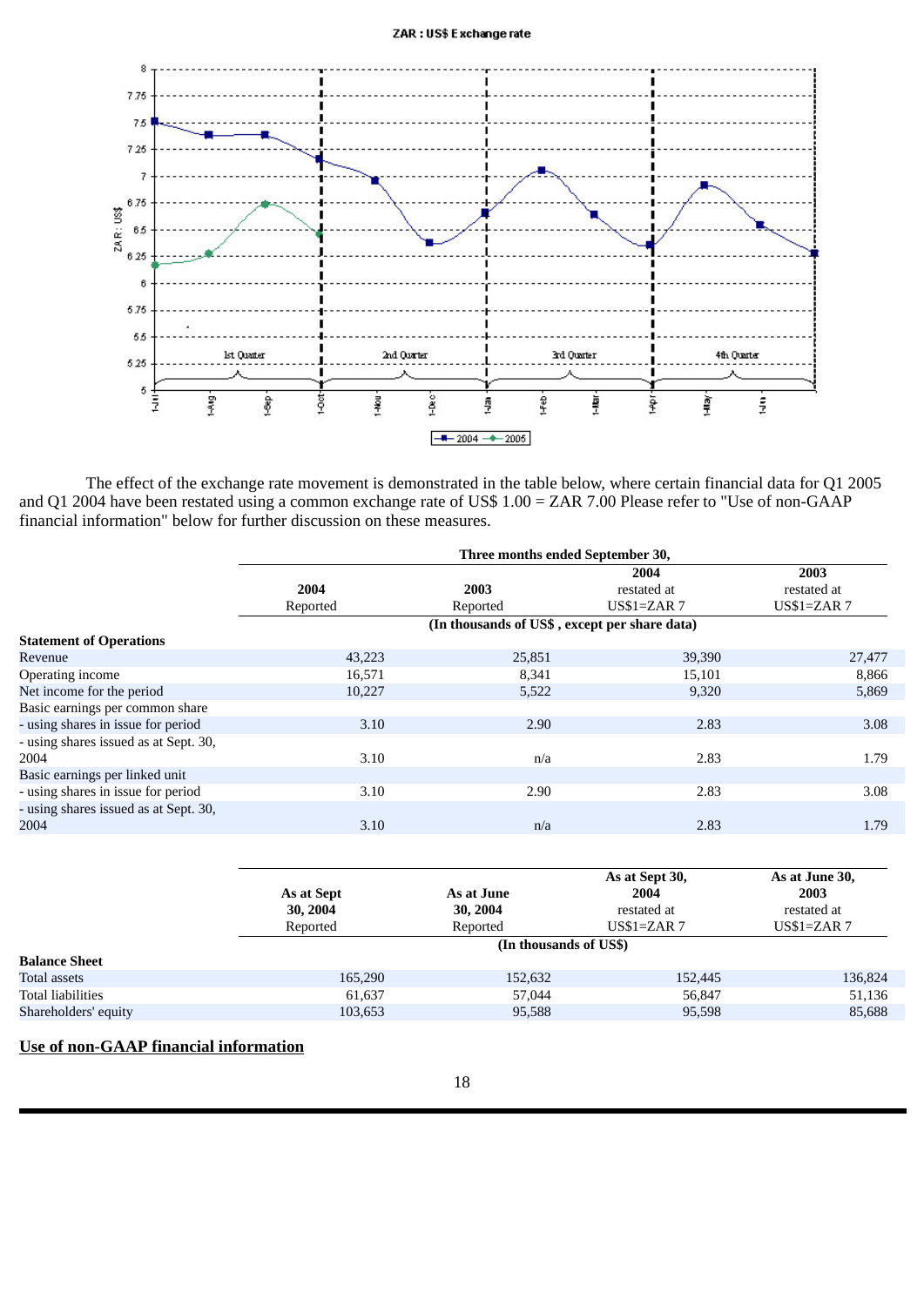ZAR : US$ Exchange rate

The effect of the exchange rate movement is demonstrated in the table below, where certain financial data for Q1 2005 and Q1 2004 have been restated using a common exchange rate of US$ 1.00 = ZAR 7.00 Please refer to "Use of non-GAAP financial information" below for further discussion on these measures.

| | Three months ended September 30, | | | |
|---|---|---|---|---|
| | 2004 Reported | 2003 Reported | 2004 restated at US$1=ZAR 7 | 2003 restated at US$1=ZAR 7 |
| | (In thousands of US$ , except per share data) | | | |
| **Statement of Operations** | | | | |
| Revenue | 43,223 | 25,851 | 39,390 | 27,477 |
| Operating income | 16,571 | 8,341 | 15,101 | 8,866 |
| Net income for the period | 10,227 | 5,522 | 9,320 | 5,869 |
| Basic earnings per common share | | | | |
| - using shares in issue for period | 3.10 | 2.90 | 2.83 | 3.08 |
| - using shares issued as at Sept. 30, 2004 | 3.10 | n/a | 2.83 | 1.79 |
| Basic earnings per linked unit | | | | |
| - using shares in issue for period | 3.10 | 2.90 | 2.83 | 3.08 |
| - using shares issued as at Sept. 30, 2004 | 3.10 | n/a | 2.83 | 1.79 |

| | As at Sept 30, 2004 Reported | As at June 30, 2004 Reported | As at Sept 30, 2004 restated at US$1=ZAR 7 | As at June 30, 2003 restated at US$1=ZAR 7 |
|---|---|---|---|---|
| | (In thousands of US$) | | | |
| **Balance Sheet** | | | | |
| Total assets | 165,290 | 152,632 | 152,445 | 136,824 |
| Total liabilities | 61,637 | 57,044 | 56,847 | 51,136 |
| Shareholders' equity | 103,653 | 95,588 | 95,598 | 85,688 |

## Use of non-GAAP financial information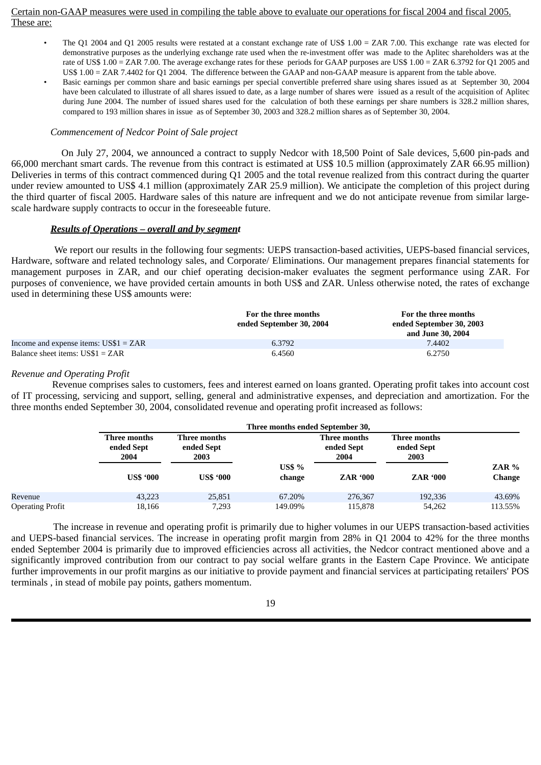Certain non-GAAP measures were used in compiling the table above to evaluate our operations for fiscal 2004 and fiscal 2005. These are:

- The Q1 2004 and Q1 2005 results were restated at a constant exchange rate of US$ 1.00 = ZAR 7.00. This exchange rate was elected for demonstrative purposes as the underlying exchange rate used when the re-investment offer was made to the Aplitec shareholders was at the rate of US$ 1.00 = ZAR 7.00. The average exchange rates for these periods for GAAP purposes are US$ 1.00 = ZAR 6.3792 for Q1 2005 and US$ 1.00 = ZAR 7.4402 for Q1 2004. The difference between the GAAP and non-GAAP measure is apparent from the table above.
- Basic earnings per common share and basic earnings per special convertible preferred share using shares issued as at September 30, 2004 have been calculated to illustrate of all shares issued to date, as a large number of shares were issued as a result of the acquisition of Aplitec during June 2004. The number of issued shares used for the calculation of both these earnings per share numbers is 328.2 million shares, compared to 193 million shares in issue as of September 30, 2003 and 328.2 million shares as of September 30, 2004.

*Commencement of Nedcor Point of Sale project*

On July 27, 2004, we announced a contract to supply Nedcor with 18,500 Point of Sale devices, 5,600 pin-pads and 66,000 merchant smart cards. The revenue from this contract is estimated at US$ 10.5 million (approximately ZAR 66.95 million) Deliveries in terms of this contract commenced during Q1 2005 and the total revenue realized from this contract during the quarter under review amounted to US$ 4.1 million (approximately ZAR 25.9 million). We anticipate the completion of this project during the third quarter of fiscal 2005. Hardware sales of this nature are infrequent and we do not anticipate revenue from similar large-scale hardware supply contracts to occur in the foreseeable future.

***Results of Operations – overall and by segment***

We report our results in the following four segments: UEPS transaction-based activities, UEPS-based financial services, Hardware, software and related technology sales, and Corporate/ Eliminations. Our management prepares financial statements for management purposes in ZAR, and our chief operating decision-maker evaluates the segment performance using ZAR. For purposes of convenience, we have provided certain amounts in both US$ and ZAR. Unless otherwise noted, the rates of exchange used in determining these US$ amounts were:

| | For the three months ended September 30, 2004 | For the three months ended September 30, 2003 and June 30, 2004 |
|---|---|---|
| Income and expense items: US$1 = ZAR | 6.3792 | 7.4402 |
| Balance sheet items: US$1 = ZAR | 6.4560 | 6.2750 |

*Revenue and Operating Profit*

Revenue comprises sales to customers, fees and interest earned on loans granted. Operating profit takes into account cost of IT processing, servicing and support, selling, general and administrative expenses, and depreciation and amortization. For the three months ended September 30, 2004, consolidated revenue and operating profit increased as follows:

| | Three months ended September 30, | | | | | |
|---|---|---|---|---|---|---|
| | Three months ended Sept 2004 | Three months ended Sept 2003 | | Three months ended Sept 2004 | Three months ended Sept 2003 | |
| | US$ '000 | US$ '000 | US$ % change | ZAR '000 | ZAR '000 | ZAR % Change |
| Revenue | 43,223 | 25,851 | 67.20% | 276,367 | 192,336 | 43.69% |
| Operating Profit | 18,166 | 7,293 | 149.09% | 115,878 | 54,262 | 113.55% |

The increase in revenue and operating profit is primarily due to higher volumes in our UEPS transaction-based activities and UEPS-based financial services. The increase in operating profit margin from 28% in Q1 2004 to 42% for the three months ended September 2004 is primarily due to improved efficiencies across all activities, the Nedcor contract mentioned above and a significantly improved contribution from our contract to pay social welfare grants in the Eastern Cape Province. We anticipate further improvements in our profit margins as our initiative to provide payment and financial services at participating retailers' POS terminals , in stead of mobile pay points, gathers momentum.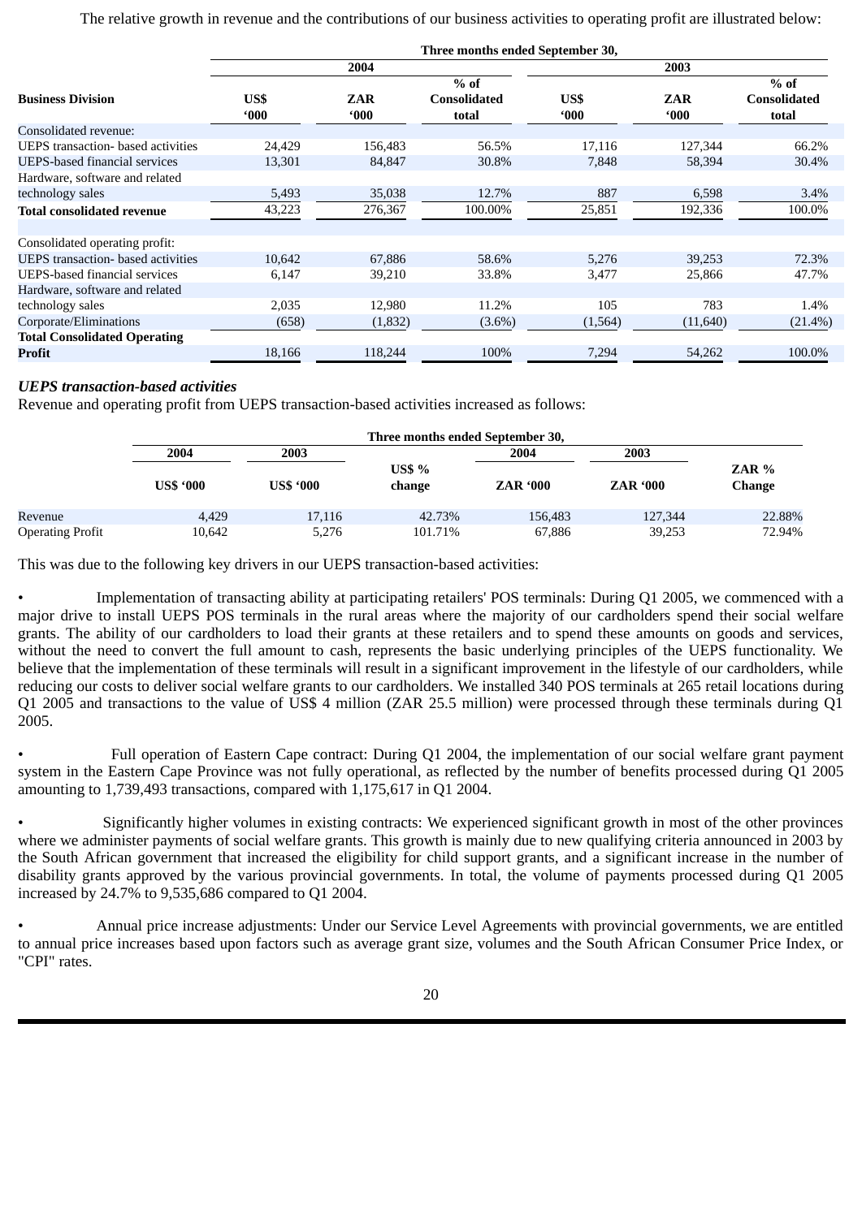The relative growth in revenue and the contributions of our business activities to operating profit are illustrated below:

| Business Division | Three months ended September 30, | | | | | |
|---|---|---|---|---|---|---|
| | 2004 | | | 2003 | | |
| | US$ '000 | ZAR '000 | % of Consolidated total | US$ '000 | ZAR '000 | % of Consolidated total |
| Consolidated revenue: | | | | | | |
| UEPS transaction- based activities | 24,429 | 156,483 | 56.5% | 17,116 | 127,344 | 66.2% |
| UEPS-based financial services | 13,301 | 84,847 | 30.8% | 7,848 | 58,394 | 30.4% |
| Hardware, software and related technology sales | 5,493 | 35,038 | 12.7% | 887 | 6,598 | 3.4% |
| **Total consolidated revenue** | 43,223 | 276,367 | 100.00% | 25,851 | 192,336 | 100.0% |
| | | | | | | |
| Consolidated operating profit: | | | | | | |
| UEPS transaction- based activities | 10,642 | 67,886 | 58.6% | 5,276 | 39,253 | 72.3% |
| UEPS-based financial services | 6,147 | 39,210 | 33.8% | 3,477 | 25,866 | 47.7% |
| Hardware, software and related technology sales | 2,035 | 12,980 | 11.2% | 105 | 783 | 1.4% |
| Corporate/Eliminations | (658) | (1,832) | (3.6%) | (1,564) | (11,640) | (21.4%) |
| **Total Consolidated Operating Profit** | 18,166 | 118,244 | 100% | 7,294 | 54,262 | 100.0% |

***UEPS transaction-based activities***

Revenue and operating profit from UEPS transaction-based activities increased as follows:

| | Three months ended September 30, | | | | | |
|---|---|---|---|---|---|---|
| | 2004 | 2003 | | 2004 | 2003 | |
| | US$ '000 | US$ '000 | US$ % change | ZAR '000 | ZAR '000 | ZAR % Change |
| Revenue | 4,429 | 17,116 | 42.73% | 156,483 | 127,344 | 22.88% |
| Operating Profit | 10,642 | 5,276 | 101.71% | 67,886 | 39,253 | 72.94% |

This was due to the following key drivers in our UEPS transaction-based activities:

- Implementation of transacting ability at participating retailers' POS terminals: During Q1 2005, we commenced with a major drive to install UEPS POS terminals in the rural areas where the majority of our cardholders spend their social welfare grants. The ability of our cardholders to load their grants at these retailers and to spend these amounts on goods and services, without the need to convert the full amount to cash, represents the basic underlying principles of the UEPS functionality. We believe that the implementation of these terminals will result in a significant improvement in the lifestyle of our cardholders, while reducing our costs to deliver social welfare grants to our cardholders. We installed 340 POS terminals at 265 retail locations during Q1 2005 and transactions to the value of US$ 4 million (ZAR 25.5 million) were processed through these terminals during Q1 2005.

- Full operation of Eastern Cape contract: During Q1 2004, the implementation of our social welfare grant payment system in the Eastern Cape Province was not fully operational, as reflected by the number of benefits processed during Q1 2005 amounting to 1,739,493 transactions, compared with 1,175,617 in Q1 2004.

- Significantly higher volumes in existing contracts: We experienced significant growth in most of the other provinces where we administer payments of social welfare grants. This growth is mainly due to new qualifying criteria announced in 2003 by the South African government that increased the eligibility for child support grants, and a significant increase in the number of disability grants approved by the various provincial governments. In total, the volume of payments processed during Q1 2005 increased by 24.7% to 9,535,686 compared to Q1 2004.

- Annual price increase adjustments: Under our Service Level Agreements with provincial governments, we are entitled to annual price increases based upon factors such as average grant size, volumes and the South African Consumer Price Index, or "CPI" rates.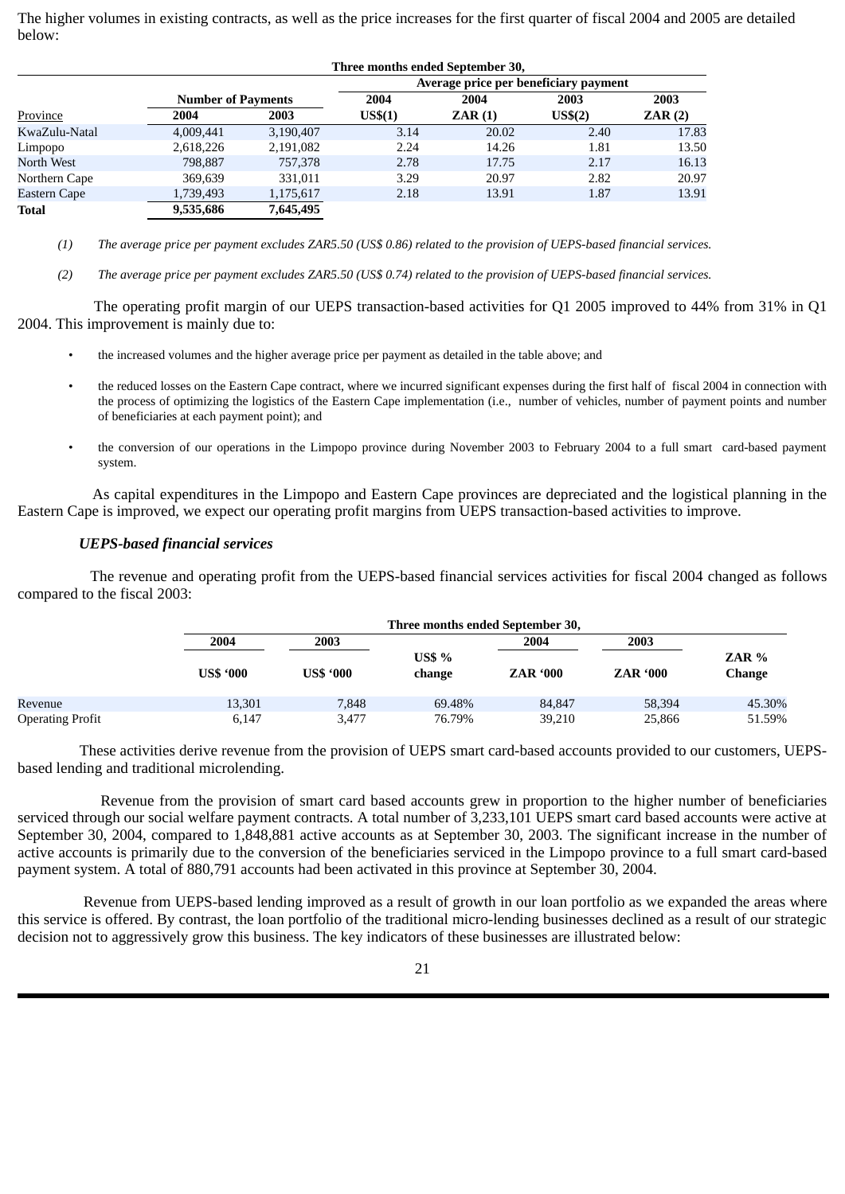The higher volumes in existing contracts, as well as the price increases for the first quarter of fiscal 2004 and 2005 are detailed below:

| | Three months ended September 30, | | | | | |
|---|---|---|---|---|---|---|
| | | | Average price per beneficiary payment | | | |
| | Number of Payments | | 2004 | 2004 | 2003 | 2003 |
| Province | 2004 | 2003 | US$(1) | ZAR (1) | US$(2) | ZAR (2) |
| KwaZulu-Natal | 4,009,441 | 3,190,407 | 3.14 | 20.02 | 2.40 | 17.83 |
| Limpopo | 2,618,226 | 2,191,082 | 2.24 | 14.26 | 1.81 | 13.50 |
| North West | 798,887 | 757,378 | 2.78 | 17.75 | 2.17 | 16.13 |
| Northern Cape | 369,639 | 331,011 | 3.29 | 20.97 | 2.82 | 20.97 |
| Eastern Cape | 1,739,493 | 1,175,617 | 2.18 | 13.91 | 1.87 | 13.91 |
| **Total** | **9,535,686** | **7,645,495** | | | | |

*(1) The average price per payment excludes ZAR5.50 (US$ 0.86) related to the provision of UEPS-based financial services.*

*(2) The average price per payment excludes ZAR5.50 (US$ 0.74) related to the provision of UEPS-based financial services.*

The operating profit margin of our UEPS transaction-based activities for Q1 2005 improved to 44% from 31% in Q1 2004. This improvement is mainly due to:

- the increased volumes and the higher average price per payment as detailed in the table above; and
- the reduced losses on the Eastern Cape contract, where we incurred significant expenses during the first half of fiscal 2004 in connection with the process of optimizing the logistics of the Eastern Cape implementation (i.e., number of vehicles, number of payment points and number of beneficiaries at each payment point); and
- the conversion of our operations in the Limpopo province during November 2003 to February 2004 to a full smart card-based payment system.

As capital expenditures in the Limpopo and Eastern Cape provinces are depreciated and the logistical planning in the Eastern Cape is improved, we expect our operating profit margins from UEPS transaction-based activities to improve.

***UEPS-based financial services***

The revenue and operating profit from the UEPS-based financial services activities for fiscal 2004 changed as follows compared to the fiscal 2003:

| | Three months ended September 30, | | | | | |
|---|---|---|---|---|---|---|
| | 2004 | 2003 | | 2004 | 2003 | |
| | US$ '000 | US$ '000 | US$ % change | ZAR '000 | ZAR '000 | ZAR % Change |
| Revenue | 13,301 | 7,848 | 69.48% | 84,847 | 58,394 | 45.30% |
| Operating Profit | 6,147 | 3,477 | 76.79% | 39,210 | 25,866 | 51.59% |

These activities derive revenue from the provision of UEPS smart card-based accounts provided to our customers, UEPS-based lending and traditional microlending.

Revenue from the provision of smart card based accounts grew in proportion to the higher number of beneficiaries serviced through our social welfare payment contracts. A total number of 3,233,101 UEPS smart card based accounts were active at September 30, 2004, compared to 1,848,881 active accounts as at September 30, 2003. The significant increase in the number of active accounts is primarily due to the conversion of the beneficiaries serviced in the Limpopo province to a full smart card-based payment system. A total of 880,791 accounts had been activated in this province at September 30, 2004.

Revenue from UEPS-based lending improved as a result of growth in our loan portfolio as we expanded the areas where this service is offered. By contrast, the loan portfolio of the traditional micro-lending businesses declined as a result of our strategic decision not to aggressively grow this business. The key indicators of these businesses are illustrated below: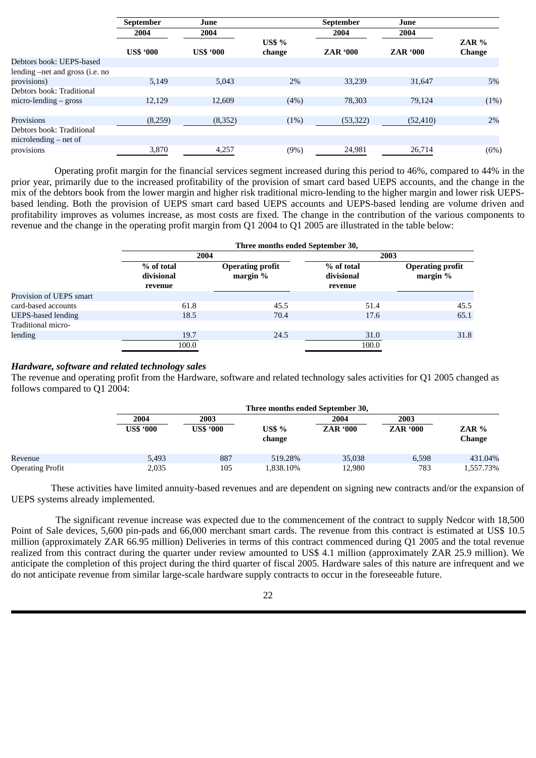| | September 2004 | June 2004 | | September 2004 | June 2004 | |
|---|---|---|---|---|---|---|
| | **US$ '000** | **US$ '000** | **US$ % change** | **ZAR '000** | **ZAR '000** | **ZAR % Change** |
| Debtors book: UEPS-based lending –net and gross (i.e. no provisions) | 5,149 | 5,043 | 2% | 33,239 | 31,647 | 5% |
| Debtors book: Traditional micro-lending – gross | 12,129 | 12,609 | (4%) | 78,303 | 79,124 | (1%) |
| Provisions | (8,259) | (8,352) | (1%) | (53,322) | (52,410) | 2% |
| Debtors book: Traditional microlending – net of provisions | 3,870 | 4,257 | (9%) | 24,981 | 26,714 | (6%) |

Operating profit margin for the financial services segment increased during this period to 46%, compared to 44% in the prior year, primarily due to the increased profitability of the provision of smart card based UEPS accounts, and the change in the mix of the debtors book from the lower margin and higher risk traditional micro-lending to the higher margin and lower risk UEPS-based lending. Both the provision of UEPS smart card based UEPS accounts and UEPS-based lending are volume driven and profitability improves as volumes increase, as most costs are fixed. The change in the contribution of the various components to revenue and the change in the operating profit margin from Q1 2004 to Q1 2005 are illustrated in the table below:

| | Three months ended September 30, | | | |
|---|---|---|---|---|
| | 2004 | | 2003 | |
| | **% of total divisional revenue** | **Operating profit margin %** | **% of total divisional revenue** | **Operating profit margin %** |
| Provision of UEPS smart card-based accounts | 61.8 | 45.5 | 51.4 | 45.5 |
| UEPS-based lending | 18.5 | 70.4 | 17.6 | 65.1 |
| Traditional micro-lending | 19.7 | 24.5 | 31.0 | 31.8 |
| | 100.0 | | 100.0 | |

***Hardware, software and related technology sales***

The revenue and operating profit from the Hardware, software and related technology sales activities for Q1 2005 changed as follows compared to Q1 2004:

| | Three months ended September 30, | | | | | |
|---|---|---|---|---|---|---|
| | 2004 | 2003 | | 2004 | 2003 | |
| | **US$ '000** | **US$ '000** | **US$ % change** | **ZAR '000** | **ZAR '000** | **ZAR % Change** |
| Revenue | 5,493 | 887 | 519.28% | 35,038 | 6,598 | 431.04% |
| Operating Profit | 2,035 | 105 | 1,838.10% | 12,980 | 783 | 1,557.73% |

These activities have limited annuity-based revenues and are dependent on signing new contracts and/or the expansion of UEPS systems already implemented.

The significant revenue increase was expected due to the commencement of the contract to supply Nedcor with 18,500 Point of Sale devices, 5,600 pin-pads and 66,000 merchant smart cards. The revenue from this contract is estimated at US$ 10.5 million (approximately ZAR 66.95 million) Deliveries in terms of this contract commenced during Q1 2005 and the total revenue realized from this contract during the quarter under review amounted to US$ 4.1 million (approximately ZAR 25.9 million). We anticipate the completion of this project during the third quarter of fiscal 2005. Hardware sales of this nature are infrequent and we do not anticipate revenue from similar large-scale hardware supply contracts to occur in the foreseeable future.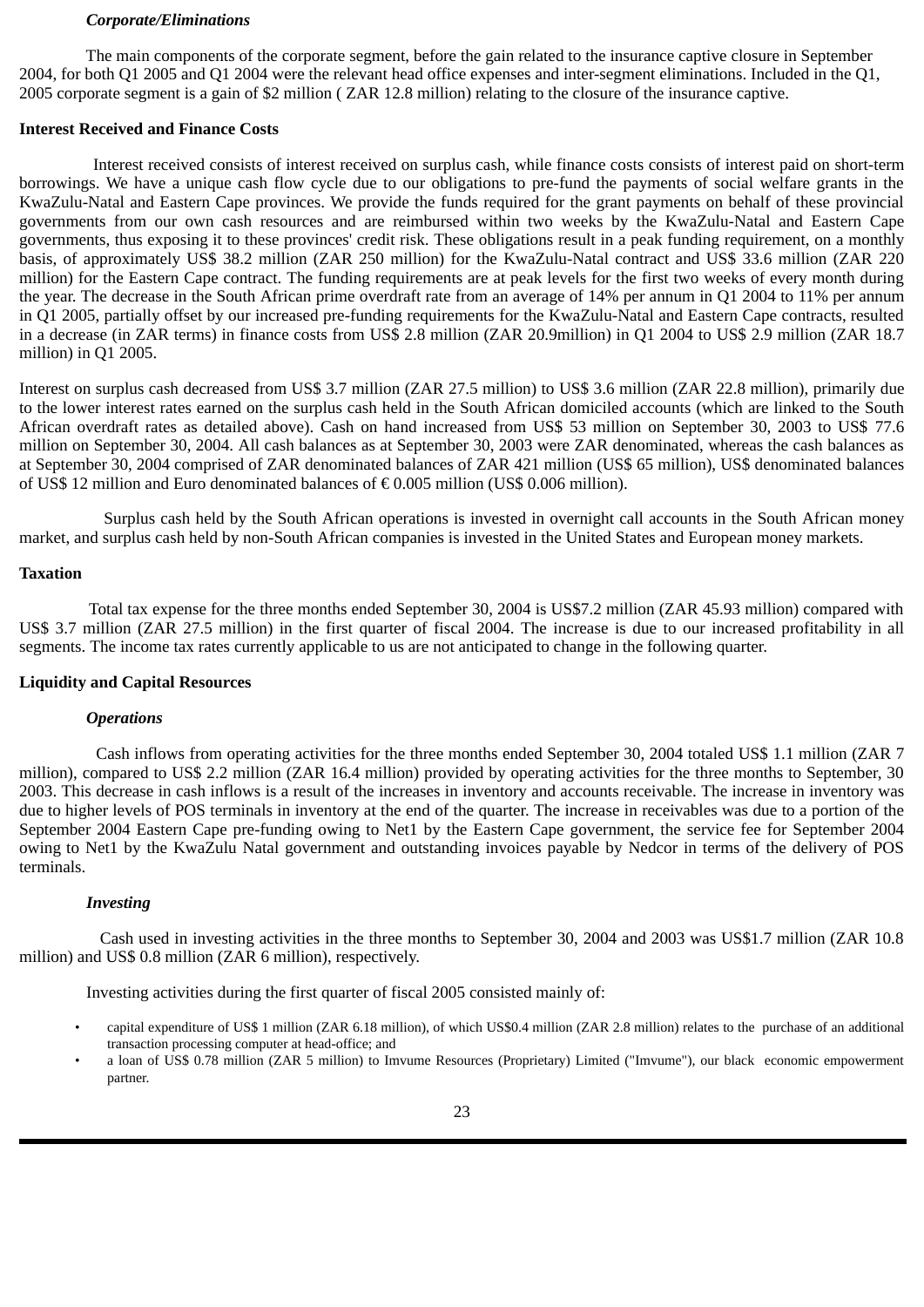*Corporate/Eliminations*

The main components of the corporate segment, before the gain related to the insurance captive closure in September 2004, for both Q1 2005 and Q1 2004 were the relevant head office expenses and inter-segment eliminations. Included in the Q1, 2005 corporate segment is a gain of $2 million ( ZAR 12.8 million) relating to the closure of the insurance captive.

**Interest Received and Finance Costs**

Interest received consists of interest received on surplus cash, while finance costs consists of interest paid on short-term borrowings. We have a unique cash flow cycle due to our obligations to pre-fund the payments of social welfare grants in the KwaZulu-Natal and Eastern Cape provinces. We provide the funds required for the grant payments on behalf of these provincial governments from our own cash resources and are reimbursed within two weeks by the KwaZulu-Natal and Eastern Cape governments, thus exposing it to these provinces' credit risk. These obligations result in a peak funding requirement, on a monthly basis, of approximately US$ 38.2 million (ZAR 250 million) for the KwaZulu-Natal contract and US$ 33.6 million (ZAR 220 million) for the Eastern Cape contract. The funding requirements are at peak levels for the first two weeks of every month during the year. The decrease in the South African prime overdraft rate from an average of 14% per annum in Q1 2004 to 11% per annum in Q1 2005, partially offset by our increased pre-funding requirements for the KwaZulu-Natal and Eastern Cape contracts, resulted in a decrease (in ZAR terms) in finance costs from US$ 2.8 million (ZAR 20.9million) in Q1 2004 to US$ 2.9 million (ZAR 18.7 million) in Q1 2005.

Interest on surplus cash decreased from US$ 3.7 million (ZAR 27.5 million) to US$ 3.6 million (ZAR 22.8 million), primarily due to the lower interest rates earned on the surplus cash held in the South African domiciled accounts (which are linked to the South African overdraft rates as detailed above). Cash on hand increased from US$ 53 million on September 30, 2003 to US$ 77.6 million on September 30, 2004. All cash balances as at September 30, 2003 were ZAR denominated, whereas the cash balances as at September 30, 2004 comprised of ZAR denominated balances of ZAR 421 million (US$ 65 million), US$ denominated balances of US$ 12 million and Euro denominated balances of € 0.005 million (US$ 0.006 million).

Surplus cash held by the South African operations is invested in overnight call accounts in the South African money market, and surplus cash held by non-South African companies is invested in the United States and European money markets.

**Taxation**

Total tax expense for the three months ended September 30, 2004 is US$7.2 million (ZAR 45.93 million) compared with US$ 3.7 million (ZAR 27.5 million) in the first quarter of fiscal 2004. The increase is due to our increased profitability in all segments. The income tax rates currently applicable to us are not anticipated to change in the following quarter.

**Liquidity and Capital Resources**

*Operations*

Cash inflows from operating activities for the three months ended September 30, 2004 totaled US$ 1.1 million (ZAR 7 million), compared to US$ 2.2 million (ZAR 16.4 million) provided by operating activities for the three months to September, 30 2003. This decrease in cash inflows is a result of the increases in inventory and accounts receivable. The increase in inventory was due to higher levels of POS terminals in inventory at the end of the quarter. The increase in receivables was due to a portion of the September 2004 Eastern Cape pre-funding owing to Net1 by the Eastern Cape government, the service fee for September 2004 owing to Net1 by the KwaZulu Natal government and outstanding invoices payable by Nedcor in terms of the delivery of POS terminals.

*Investing*

Cash used in investing activities in the three months to September 30, 2004 and 2003 was US$1.7 million (ZAR 10.8 million) and US$ 0.8 million (ZAR 6 million), respectively.

Investing activities during the first quarter of fiscal 2005 consisted mainly of:

- capital expenditure of US$ 1 million (ZAR 6.18 million), of which US$0.4 million (ZAR 2.8 million) relates to the purchase of an additional transaction processing computer at head-office; and
- a loan of US$ 0.78 million (ZAR 5 million) to Imvume Resources (Proprietary) Limited ("Imvume"), our black economic empowerment partner.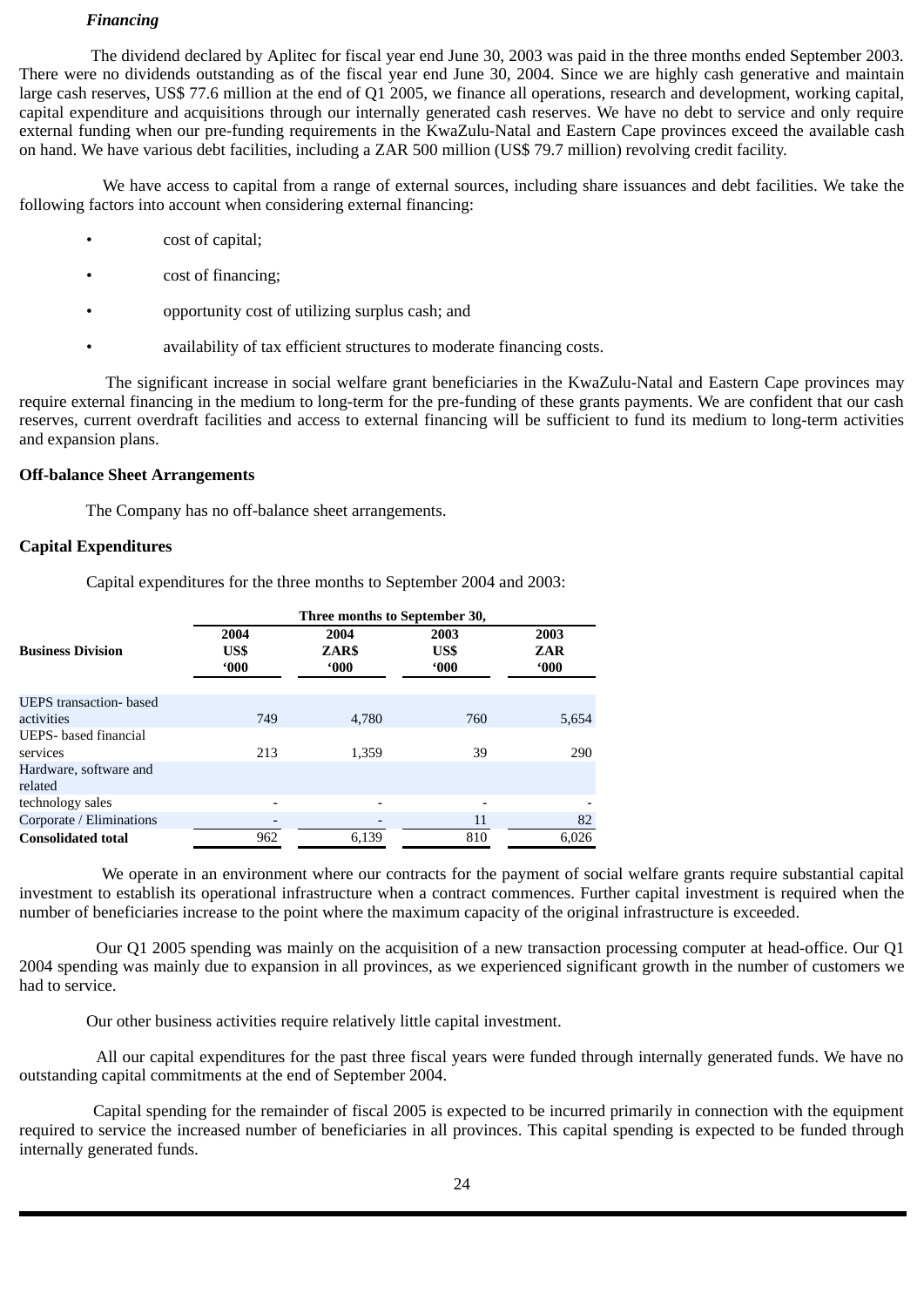***Financing***

The dividend declared by Aplitec for fiscal year end June 30, 2003 was paid in the three months ended September 2003. There were no dividends outstanding as of the fiscal year end June 30, 2004. Since we are highly cash generative and maintain large cash reserves, US$ 77.6 million at the end of Q1 2005, we finance all operations, research and development, working capital, capital expenditure and acquisitions through our internally generated cash reserves. We have no debt to service and only require external funding when our pre-funding requirements in the KwaZulu-Natal and Eastern Cape provinces exceed the available cash on hand. We have various debt facilities, including a ZAR 500 million (US$ 79.7 million) revolving credit facility.

We have access to capital from a range of external sources, including share issuances and debt facilities. We take the following factors into account when considering external financing:

- cost of capital;
- cost of financing;
- opportunity cost of utilizing surplus cash; and
- availability of tax efficient structures to moderate financing costs.

The significant increase in social welfare grant beneficiaries in the KwaZulu-Natal and Eastern Cape provinces may require external financing in the medium to long-term for the pre-funding of these grants payments. We are confident that our cash reserves, current overdraft facilities and access to external financing will be sufficient to fund its medium to long-term activities and expansion plans.

**Off-balance Sheet Arrangements**

The Company has no off-balance sheet arrangements.

**Capital Expenditures**

Capital expenditures for the three months to September 2004 and 2003:

| | Three months to September 30, | | | |
|---|---|---|---|---|
| **Business Division** | **2004 US$ '000** | **2004 ZAR$ '000** | **2003 US$ '000** | **2003 ZAR '000** |
| UEPS transaction- based activities | 749 | 4,780 | 760 | 5,654 |
| UEPS- based financial services | 213 | 1,359 | 39 | 290 |
| Hardware, software and related technology sales | - | - | - | - |
| Corporate / Eliminations | - | - | 11 | 82 |
| **Consolidated total** | 962 | 6,139 | 810 | 6,026 |

We operate in an environment where our contracts for the payment of social welfare grants require substantial capital investment to establish its operational infrastructure when a contract commences. Further capital investment is required when the number of beneficiaries increase to the point where the maximum capacity of the original infrastructure is exceeded.

Our Q1 2005 spending was mainly on the acquisition of a new transaction processing computer at head-office. Our Q1 2004 spending was mainly due to expansion in all provinces, as we experienced significant growth in the number of customers we had to service.

Our other business activities require relatively little capital investment.

All our capital expenditures for the past three fiscal years were funded through internally generated funds. We have no outstanding capital commitments at the end of September 2004.

Capital spending for the remainder of fiscal 2005 is expected to be incurred primarily in connection with the equipment required to service the increased number of beneficiaries in all provinces. This capital spending is expected to be funded through internally generated funds.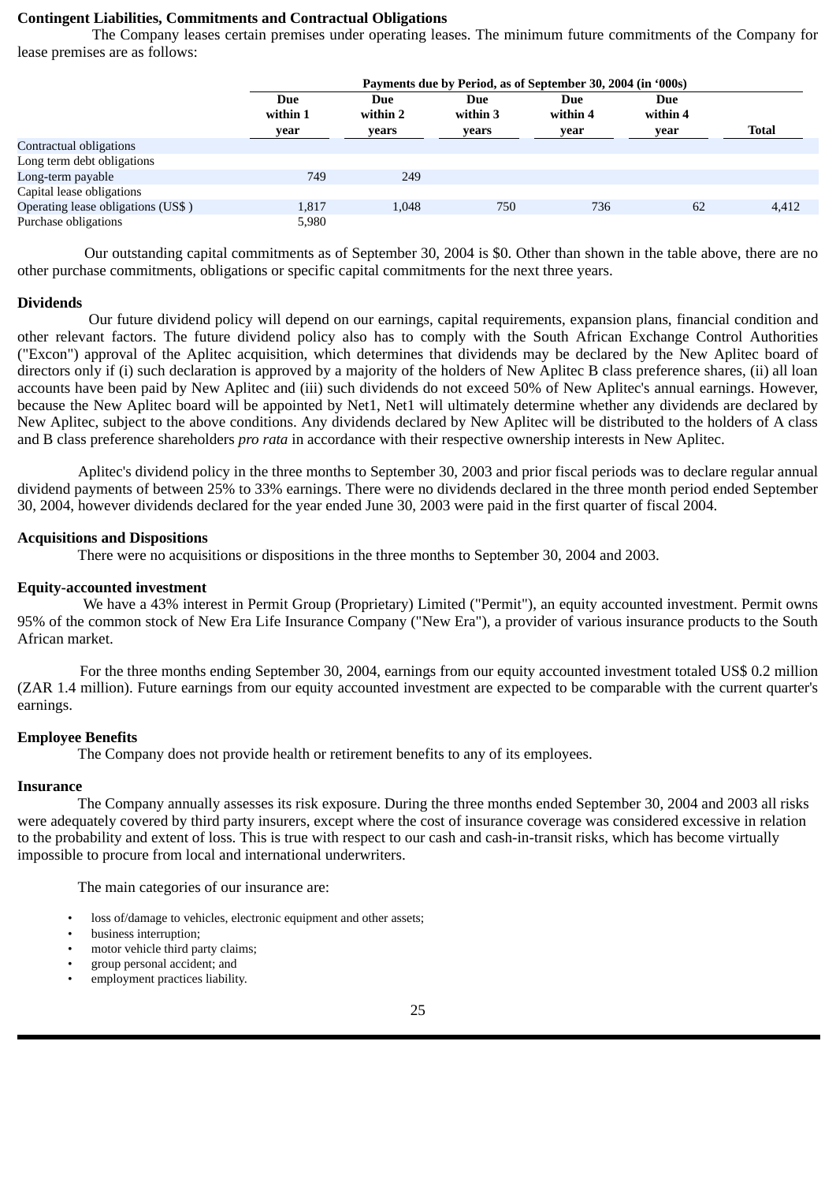**Contingent Liabilities, Commitments and Contractual Obligations**

The Company leases certain premises under operating leases. The minimum future commitments of the Company for lease premises are as follows:

| | Payments due by Period, as of September 30, 2004 (in '000s) | | | | | |
|---|---|---|---|---|---|---|
| | Due within 1 year | Due within 2 years | Due within 3 years | Due within 4 year | Due within 4 year | Total |
| Contractual obligations | | | | | | |
| Long term debt obligations | | | | | | |
| Long-term payable | 749 | 249 | | | | |
| Capital lease obligations | | | | | | |
| Operating lease obligations (US$ ) | 1,817 | 1,048 | 750 | 736 | 62 | 4,412 |
| Purchase obligations | 5,980 | | | | | |

Our outstanding capital commitments as of September 30, 2004 is $0. Other than shown in the table above, there are no other purchase commitments, obligations or specific capital commitments for the next three years.

**Dividends**

Our future dividend policy will depend on our earnings, capital requirements, expansion plans, financial condition and other relevant factors. The future dividend policy also has to comply with the South African Exchange Control Authorities ("Excon") approval of the Aplitec acquisition, which determines that dividends may be declared by the New Aplitec board of directors only if (i) such declaration is approved by a majority of the holders of New Aplitec B class preference shares, (ii) all loan accounts have been paid by New Aplitec and (iii) such dividends do not exceed 50% of New Aplitec's annual earnings. However, because the New Aplitec board will be appointed by Net1, Net1 will ultimately determine whether any dividends are declared by New Aplitec, subject to the above conditions. Any dividends declared by New Aplitec will be distributed to the holders of A class and B class preference shareholders *pro rata* in accordance with their respective ownership interests in New Aplitec.

Aplitec's dividend policy in the three months to September 30, 2003 and prior fiscal periods was to declare regular annual dividend payments of between 25% to 33% earnings. There were no dividends declared in the three month period ended September 30, 2004, however dividends declared for the year ended June 30, 2003 were paid in the first quarter of fiscal 2004.

**Acquisitions and Dispositions**

There were no acquisitions or dispositions in the three months to September 30, 2004 and 2003.

**Equity-accounted investment**

We have a 43% interest in Permit Group (Proprietary) Limited ("Permit"), an equity accounted investment. Permit owns 95% of the common stock of New Era Life Insurance Company ("New Era"), a provider of various insurance products to the South African market.

For the three months ending September 30, 2004, earnings from our equity accounted investment totaled US$ 0.2 million (ZAR 1.4 million). Future earnings from our equity accounted investment are expected to be comparable with the current quarter's earnings.

**Employee Benefits**

The Company does not provide health or retirement benefits to any of its employees.

**Insurance**

The Company annually assesses its risk exposure. During the three months ended September 30, 2004 and 2003 all risks were adequately covered by third party insurers, except where the cost of insurance coverage was considered excessive in relation to the probability and extent of loss. This is true with respect to our cash and cash-in-transit risks, which has become virtually impossible to procure from local and international underwriters.

The main categories of our insurance are:

- loss of/damage to vehicles, electronic equipment and other assets;
- business interruption;
- motor vehicle third party claims;
- group personal accident; and
- employment practices liability.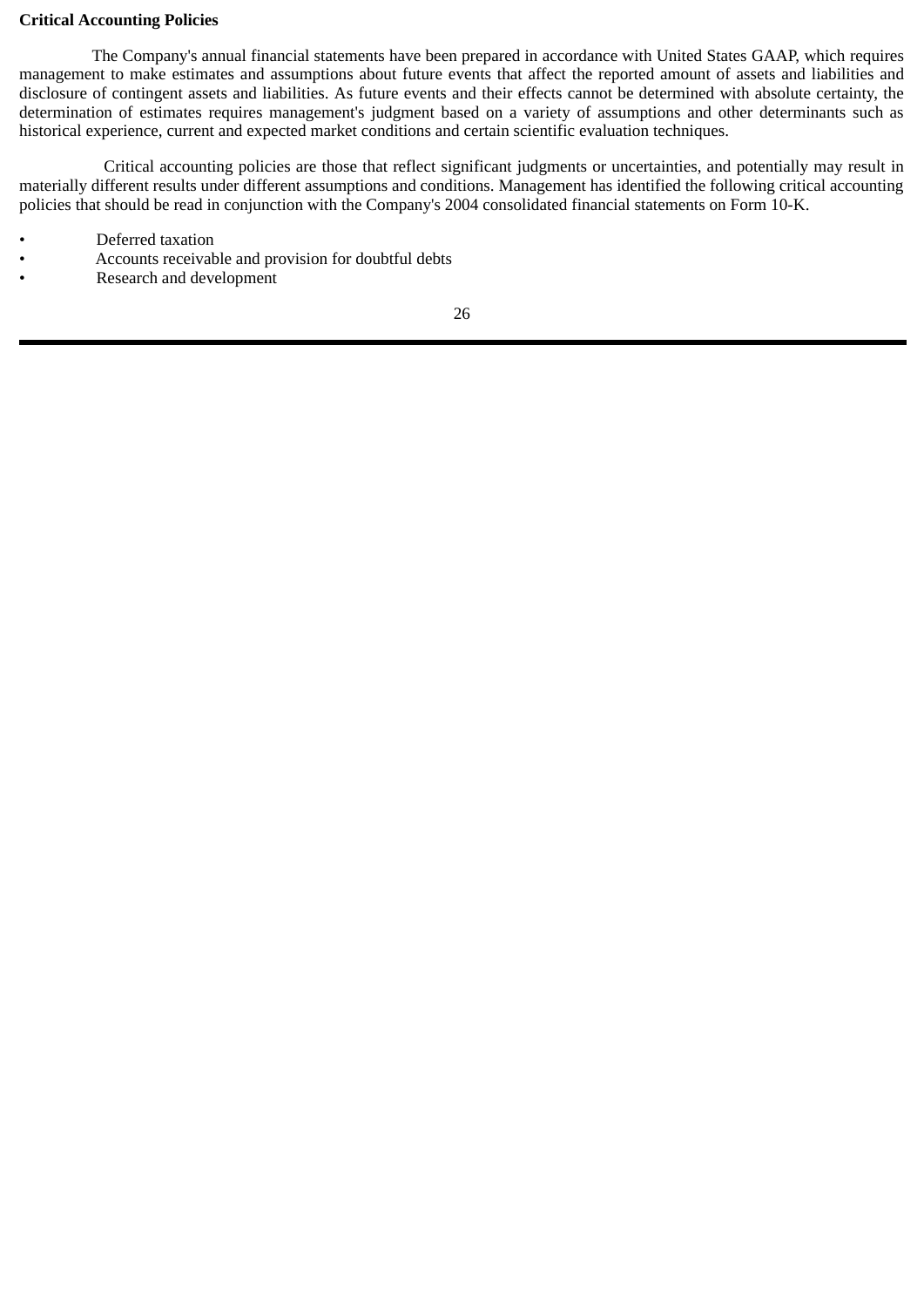**Critical Accounting Policies**

The Company's annual financial statements have been prepared in accordance with United States GAAP, which requires management to make estimates and assumptions about future events that affect the reported amount of assets and liabilities and disclosure of contingent assets and liabilities. As future events and their effects cannot be determined with absolute certainty, the determination of estimates requires management's judgment based on a variety of assumptions and other determinants such as historical experience, current and expected market conditions and certain scientific evaluation techniques.

Critical accounting policies are those that reflect significant judgments or uncertainties, and potentially may result in materially different results under different assumptions and conditions. Management has identified the following critical accounting policies that should be read in conjunction with the Company's 2004 consolidated financial statements on Form 10-K.

- Deferred taxation
- Accounts receivable and provision for doubtful debts
- Research and development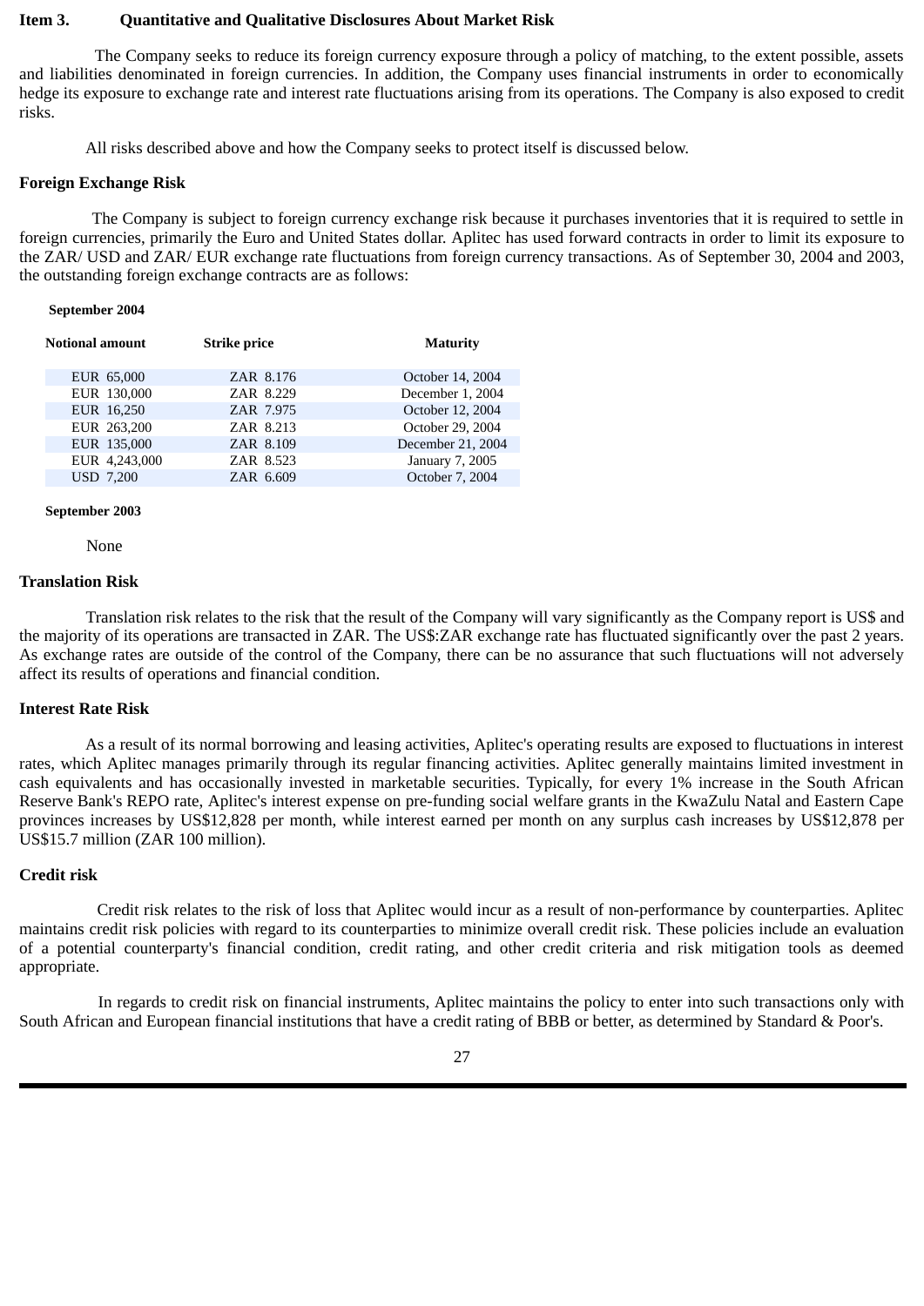**Item 3. Quantitative and Qualitative Disclosures About Market Risk**

The Company seeks to reduce its foreign currency exposure through a policy of matching, to the extent possible, assets and liabilities denominated in foreign currencies. In addition, the Company uses financial instruments in order to economically hedge its exposure to exchange rate and interest rate fluctuations arising from its operations. The Company is also exposed to credit risks.

All risks described above and how the Company seeks to protect itself is discussed below.

**Foreign Exchange Risk**

The Company is subject to foreign currency exchange risk because it purchases inventories that it is required to settle in foreign currencies, primarily the Euro and United States dollar. Aplitec has used forward contracts in order to limit its exposure to the ZAR/ USD and ZAR/ EUR exchange rate fluctuations from foreign currency transactions. As of September 30, 2004 and 2003, the outstanding foreign exchange contracts are as follows:

**September 2004**

| Notional amount | Strike price | Maturity |
|---|---|---|
| EUR 65,000 | ZAR 8.176 | October 14, 2004 |
| EUR 130,000 | ZAR 8.229 | December 1, 2004 |
| EUR 16,250 | ZAR 7.975 | October 12, 2004 |
| EUR 263,200 | ZAR 8.213 | October 29, 2004 |
| EUR 135,000 | ZAR 8.109 | December 21, 2004 |
| EUR 4,243,000 | ZAR 8.523 | January 7, 2005 |
| USD 7,200 | ZAR 6.609 | October 7, 2004 |

**September 2003**

None

**Translation Risk**

Translation risk relates to the risk that the result of the Company will vary significantly as the Company report is US$ and the majority of its operations are transacted in ZAR. The US$:ZAR exchange rate has fluctuated significantly over the past 2 years. As exchange rates are outside of the control of the Company, there can be no assurance that such fluctuations will not adversely affect its results of operations and financial condition.

**Interest Rate Risk**

As a result of its normal borrowing and leasing activities, Aplitec's operating results are exposed to fluctuations in interest rates, which Aplitec manages primarily through its regular financing activities. Aplitec generally maintains limited investment in cash equivalents and has occasionally invested in marketable securities. Typically, for every 1% increase in the South African Reserve Bank's REPO rate, Aplitec's interest expense on pre-funding social welfare grants in the KwaZulu Natal and Eastern Cape provinces increases by US$12,828 per month, while interest earned per month on any surplus cash increases by US$12,878 per US$15.7 million (ZAR 100 million).

**Credit risk**

Credit risk relates to the risk of loss that Aplitec would incur as a result of non-performance by counterparties. Aplitec maintains credit risk policies with regard to its counterparties to minimize overall credit risk. These policies include an evaluation of a potential counterparty's financial condition, credit rating, and other credit criteria and risk mitigation tools as deemed appropriate.

In regards to credit risk on financial instruments, Aplitec maintains the policy to enter into such transactions only with South African and European financial institutions that have a credit rating of BBB or better, as determined by Standard & Poor's.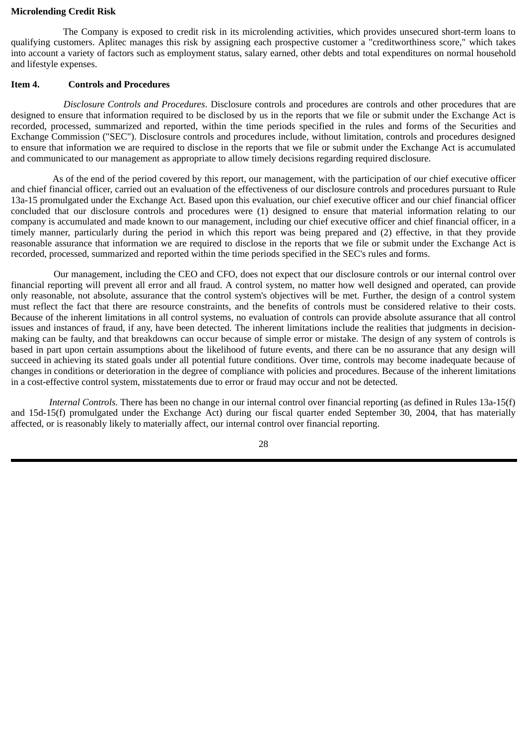**Microlending Credit Risk**

The Company is exposed to credit risk in its microlending activities, which provides unsecured short-term loans to qualifying customers. Aplitec manages this risk by assigning each prospective customer a "creditworthiness score," which takes into account a variety of factors such as employment status, salary earned, other debts and total expenditures on normal household and lifestyle expenses.

**Item 4. Controls and Procedures**

*Disclosure Controls and Procedures*. Disclosure controls and procedures are controls and other procedures that are designed to ensure that information required to be disclosed by us in the reports that we file or submit under the Exchange Act is recorded, processed, summarized and reported, within the time periods specified in the rules and forms of the Securities and Exchange Commission ("SEC"). Disclosure controls and procedures include, without limitation, controls and procedures designed to ensure that information we are required to disclose in the reports that we file or submit under the Exchange Act is accumulated and communicated to our management as appropriate to allow timely decisions regarding required disclosure.

As of the end of the period covered by this report, our management, with the participation of our chief executive officer and chief financial officer, carried out an evaluation of the effectiveness of our disclosure controls and procedures pursuant to Rule 13a-15 promulgated under the Exchange Act. Based upon this evaluation, our chief executive officer and our chief financial officer concluded that our disclosure controls and procedures were (1) designed to ensure that material information relating to our company is accumulated and made known to our management, including our chief executive officer and chief financial officer, in a timely manner, particularly during the period in which this report was being prepared and (2) effective, in that they provide reasonable assurance that information we are required to disclose in the reports that we file or submit under the Exchange Act is recorded, processed, summarized and reported within the time periods specified in the SEC's rules and forms.

Our management, including the CEO and CFO, does not expect that our disclosure controls or our internal control over financial reporting will prevent all error and all fraud. A control system, no matter how well designed and operated, can provide only reasonable, not absolute, assurance that the control system's objectives will be met. Further, the design of a control system must reflect the fact that there are resource constraints, and the benefits of controls must be considered relative to their costs. Because of the inherent limitations in all control systems, no evaluation of controls can provide absolute assurance that all control issues and instances of fraud, if any, have been detected. The inherent limitations include the realities that judgments in decision-making can be faulty, and that breakdowns can occur because of simple error or mistake. The design of any system of controls is based in part upon certain assumptions about the likelihood of future events, and there can be no assurance that any design will succeed in achieving its stated goals under all potential future conditions. Over time, controls may become inadequate because of changes in conditions or deterioration in the degree of compliance with policies and procedures. Because of the inherent limitations in a cost-effective control system, misstatements due to error or fraud may occur and not be detected.

*Internal Controls.* There has been no change in our internal control over financial reporting (as defined in Rules 13a-15(f) and 15d-15(f) promulgated under the Exchange Act) during our fiscal quarter ended September 30, 2004, that has materially affected, or is reasonably likely to materially affect, our internal control over financial reporting.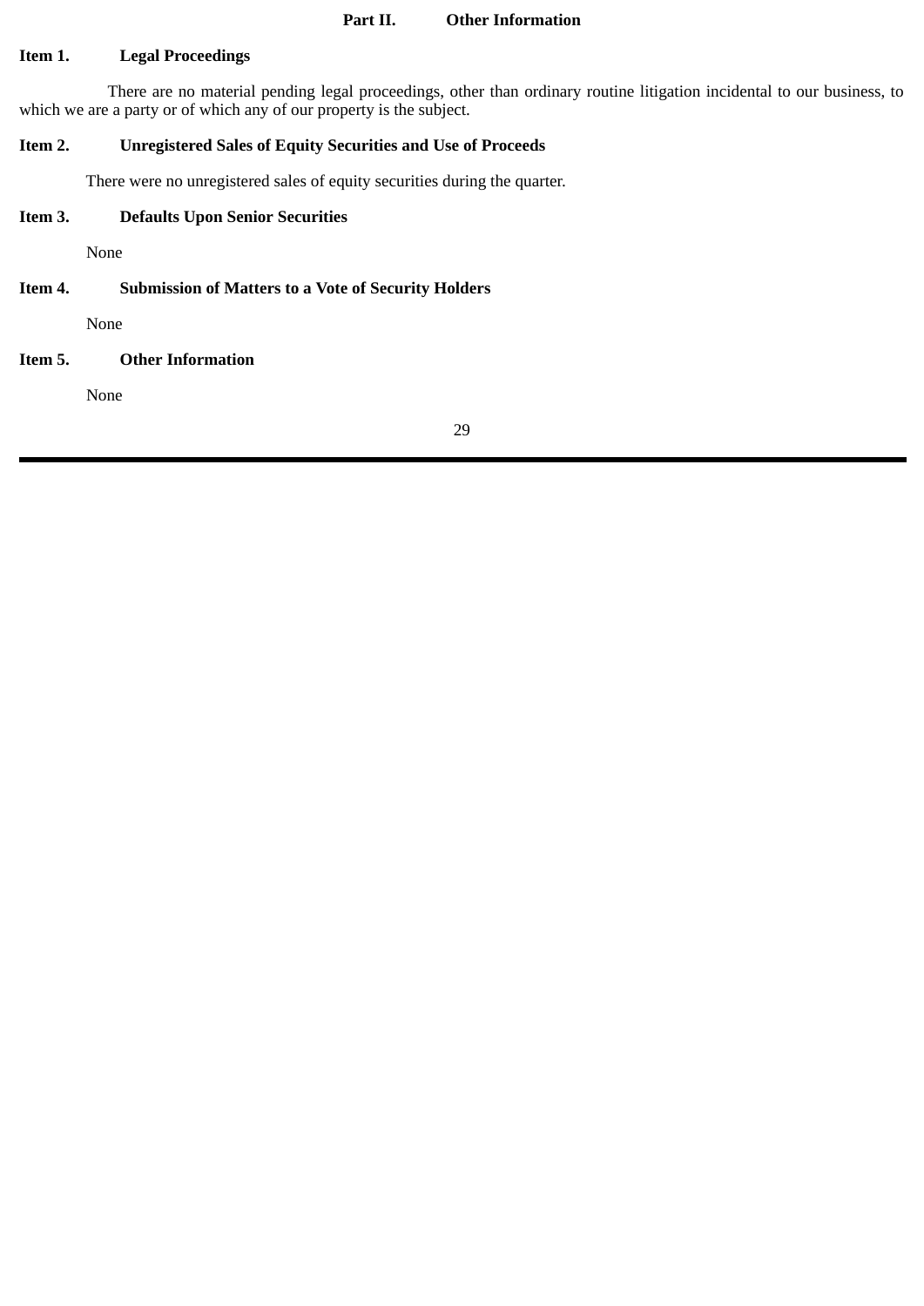## Part II. Other Information

### Item 1. Legal Proceedings

There are no material pending legal proceedings, other than ordinary routine litigation incidental to our business, to which we are a party or of which any of our property is the subject.

### Item 2. Unregistered Sales of Equity Securities and Use of Proceeds

There were no unregistered sales of equity securities during the quarter.

### Item 3. Defaults Upon Senior Securities

None

### Item 4. Submission of Matters to a Vote of Security Holders

None

### Item 5. Other Information

None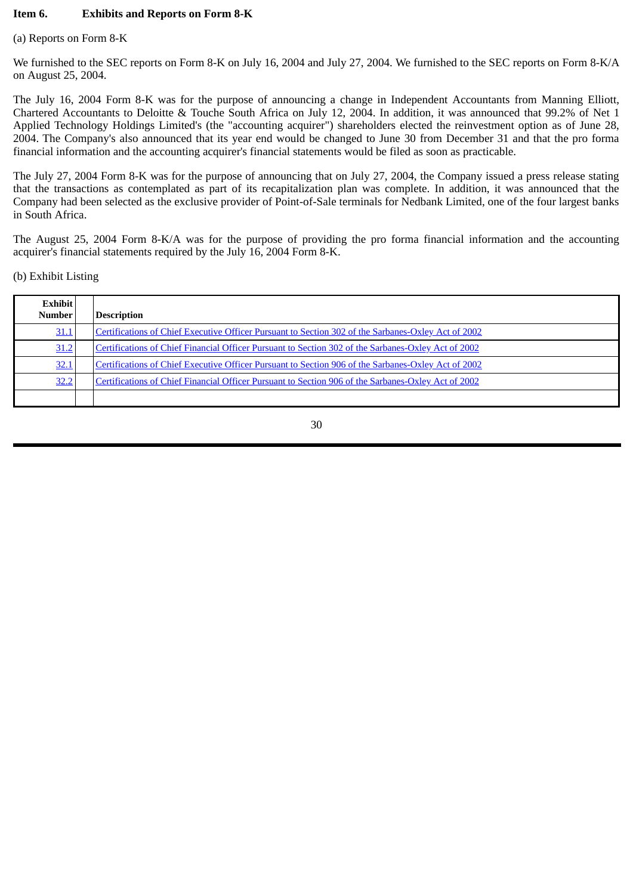**Item 6. Exhibits and Reports on Form 8-K**

(a) Reports on Form 8-K

We furnished to the SEC reports on Form 8-K on July 16, 2004 and July 27, 2004. We furnished to the SEC reports on Form 8-K/A on August 25, 2004.

The July 16, 2004 Form 8-K was for the purpose of announcing a change in Independent Accountants from Manning Elliott, Chartered Accountants to Deloitte & Touche South Africa on July 12, 2004. In addition, it was announced that 99.2% of Net 1 Applied Technology Holdings Limited's (the "accounting acquirer") shareholders elected the reinvestment option as of June 28, 2004. The Company's also announced that its year end would be changed to June 30 from December 31 and that the pro forma financial information and the accounting acquirer's financial statements would be filed as soon as practicable.

The July 27, 2004 Form 8-K was for the purpose of announcing that on July 27, 2004, the Company issued a press release stating that the transactions as contemplated as part of its recapitalization plan was complete. In addition, it was announced that the Company had been selected as the exclusive provider of Point-of-Sale terminals for Nedbank Limited, one of the four largest banks in South Africa.

The August 25, 2004 Form 8-K/A was for the purpose of providing the pro forma financial information and the accounting acquirer's financial statements required by the July 16, 2004 Form 8-K.

(b) Exhibit Listing

| Exhibit Number | | Description |
|---|---|---|
| 31.1 | | Certifications of Chief Executive Officer Pursuant to Section 302 of the Sarbanes-Oxley Act of 2002 |
| 31.2 | | Certifications of Chief Financial Officer Pursuant to Section 302 of the Sarbanes-Oxley Act of 2002 |
| 32.1 | | Certifications of Chief Executive Officer Pursuant to Section 906 of the Sarbanes-Oxley Act of 2002 |
| 32.2 | | Certifications of Chief Financial Officer Pursuant to Section 906 of the Sarbanes-Oxley Act of 2002 |
| | | |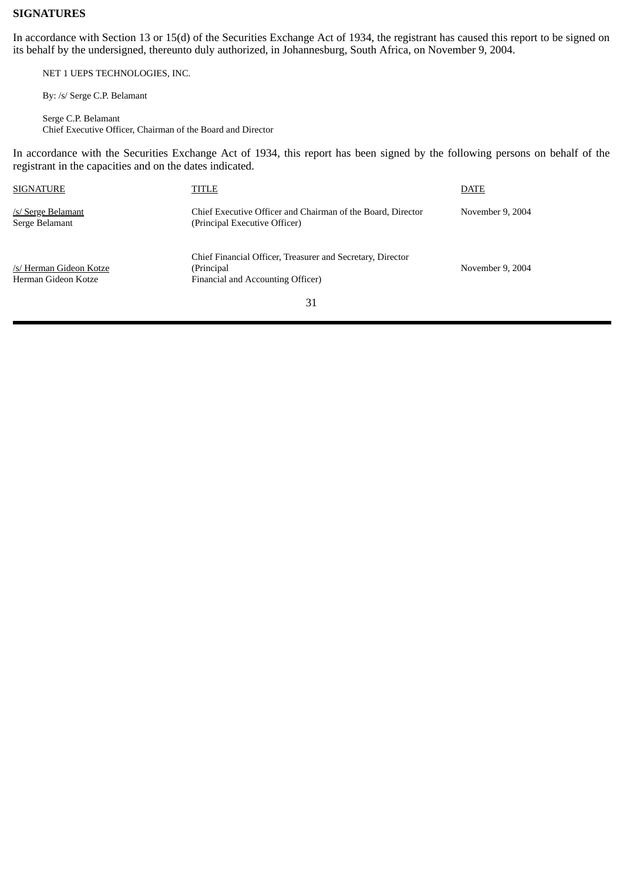**SIGNATURES**

In accordance with Section 13 or 15(d) of the Securities Exchange Act of 1934, the registrant has caused this report to be signed on its behalf by the undersigned, thereunto duly authorized, in Johannesburg, South Africa, on November 9, 2004.

NET 1 UEPS TECHNOLOGIES, INC.

By: /s/ Serge C.P. Belamant

Serge C.P. Belamant
Chief Executive Officer, Chairman of the Board and Director

In accordance with the Securities Exchange Act of 1934, this report has been signed by the following persons on behalf of the registrant in the capacities and on the dates indicated.

| SIGNATURE | TITLE | DATE |
| --- | --- | --- |
| /s/ Serge Belamant<br>Serge Belamant | Chief Executive Officer and Chairman of the Board, Director (Principal Executive Officer) | November 9, 2004 |
| /s/ Herman Gideon Kotze<br>Herman Gideon Kotze | Chief Financial Officer, Treasurer and Secretary, Director (Principal Financial and Accounting Officer) | November 9, 2004 |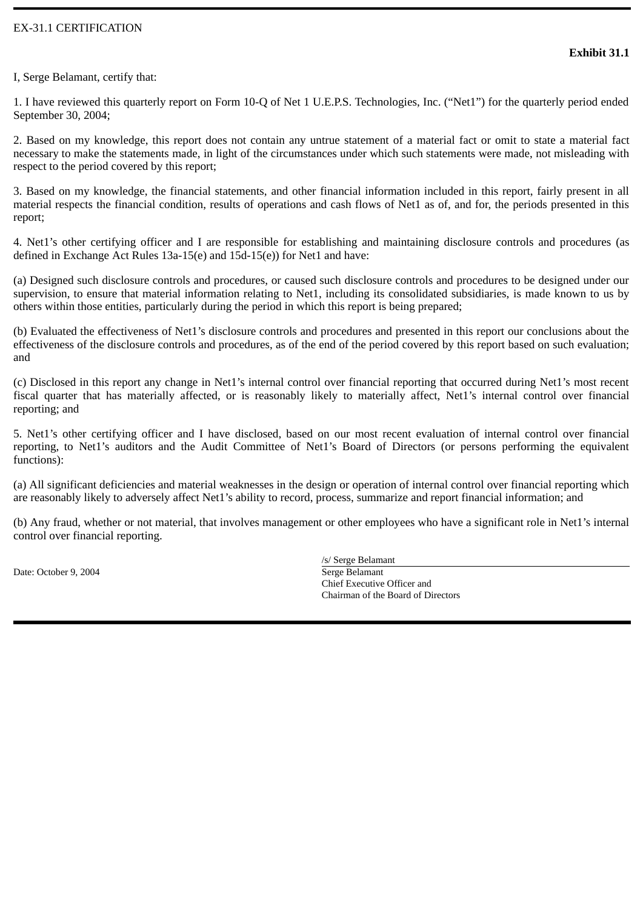EX-31.1 CERTIFICATION

**Exhibit 31.1**

I, Serge Belamant, certify that:

1. I have reviewed this quarterly report on Form 10-Q of Net 1 U.E.P.S. Technologies, Inc. (“Net1”) for the quarterly period ended September 30, 2004;

2. Based on my knowledge, this report does not contain any untrue statement of a material fact or omit to state a material fact necessary to make the statements made, in light of the circumstances under which such statements were made, not misleading with respect to the period covered by this report;

3. Based on my knowledge, the financial statements, and other financial information included in this report, fairly present in all material respects the financial condition, results of operations and cash flows of Net1 as of, and for, the periods presented in this report;

4. Net1’s other certifying officer and I are responsible for establishing and maintaining disclosure controls and procedures (as defined in Exchange Act Rules 13a-15(e) and 15d-15(e)) for Net1 and have:

(a) Designed such disclosure controls and procedures, or caused such disclosure controls and procedures to be designed under our supervision, to ensure that material information relating to Net1, including its consolidated subsidiaries, is made known to us by others within those entities, particularly during the period in which this report is being prepared;

(b) Evaluated the effectiveness of Net1’s disclosure controls and procedures and presented in this report our conclusions about the effectiveness of the disclosure controls and procedures, as of the end of the period covered by this report based on such evaluation; and

(c) Disclosed in this report any change in Net1’s internal control over financial reporting that occurred during Net1’s most recent fiscal quarter that has materially affected, or is reasonably likely to materially affect, Net1’s internal control over financial reporting; and

5. Net1’s other certifying officer and I have disclosed, based on our most recent evaluation of internal control over financial reporting, to Net1’s auditors and the Audit Committee of Net1’s Board of Directors (or persons performing the equivalent functions):

(a) All significant deficiencies and material weaknesses in the design or operation of internal control over financial reporting which are reasonably likely to adversely affect Net1’s ability to record, process, summarize and report financial information; and

(b) Any fraud, whether or not material, that involves management or other employees who have a significant role in Net1’s internal control over financial reporting.

Date: October 9, 2004

/s/ Serge Belamant
Serge Belamant
Chief Executive Officer and
Chairman of the Board of Directors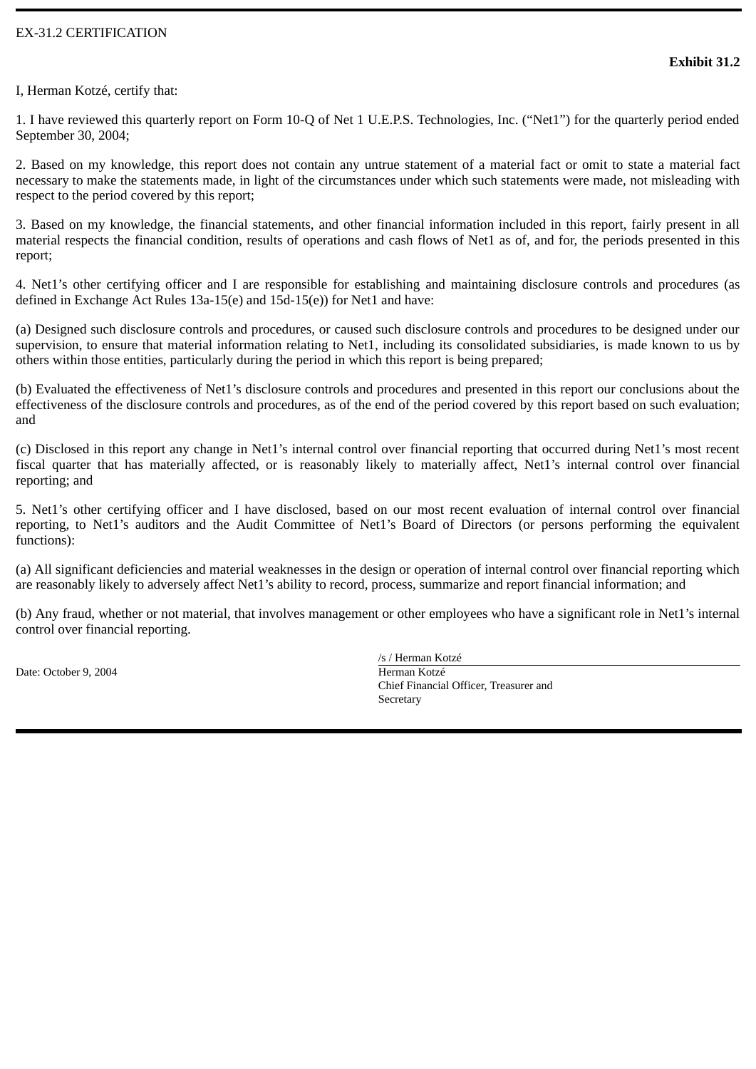EX-31.2 CERTIFICATION

**Exhibit 31.2**

I, Herman Kotzé, certify that:

1. I have reviewed this quarterly report on Form 10-Q of Net 1 U.E.P.S. Technologies, Inc. (“Net1”) for the quarterly period ended September 30, 2004;

2. Based on my knowledge, this report does not contain any untrue statement of a material fact or omit to state a material fact necessary to make the statements made, in light of the circumstances under which such statements were made, not misleading with respect to the period covered by this report;

3. Based on my knowledge, the financial statements, and other financial information included in this report, fairly present in all material respects the financial condition, results of operations and cash flows of Net1 as of, and for, the periods presented in this report;

4. Net1’s other certifying officer and I are responsible for establishing and maintaining disclosure controls and procedures (as defined in Exchange Act Rules 13a-15(e) and 15d-15(e)) for Net1 and have:

(a) Designed such disclosure controls and procedures, or caused such disclosure controls and procedures to be designed under our supervision, to ensure that material information relating to Net1, including its consolidated subsidiaries, is made known to us by others within those entities, particularly during the period in which this report is being prepared;

(b) Evaluated the effectiveness of Net1’s disclosure controls and procedures and presented in this report our conclusions about the effectiveness of the disclosure controls and procedures, as of the end of the period covered by this report based on such evaluation; and

(c) Disclosed in this report any change in Net1’s internal control over financial reporting that occurred during Net1’s most recent fiscal quarter that has materially affected, or is reasonably likely to materially affect, Net1’s internal control over financial reporting; and

5. Net1’s other certifying officer and I have disclosed, based on our most recent evaluation of internal control over financial reporting, to Net1’s auditors and the Audit Committee of Net1’s Board of Directors (or persons performing the equivalent functions):

(a) All significant deficiencies and material weaknesses in the design or operation of internal control over financial reporting which are reasonably likely to adversely affect Net1’s ability to record, process, summarize and report financial information; and

(b) Any fraud, whether or not material, that involves management or other employees who have a significant role in Net1’s internal control over financial reporting.

Date: October 9, 2004

/s / Herman Kotzé
Herman Kotzé
Chief Financial Officer, Treasurer and Secretary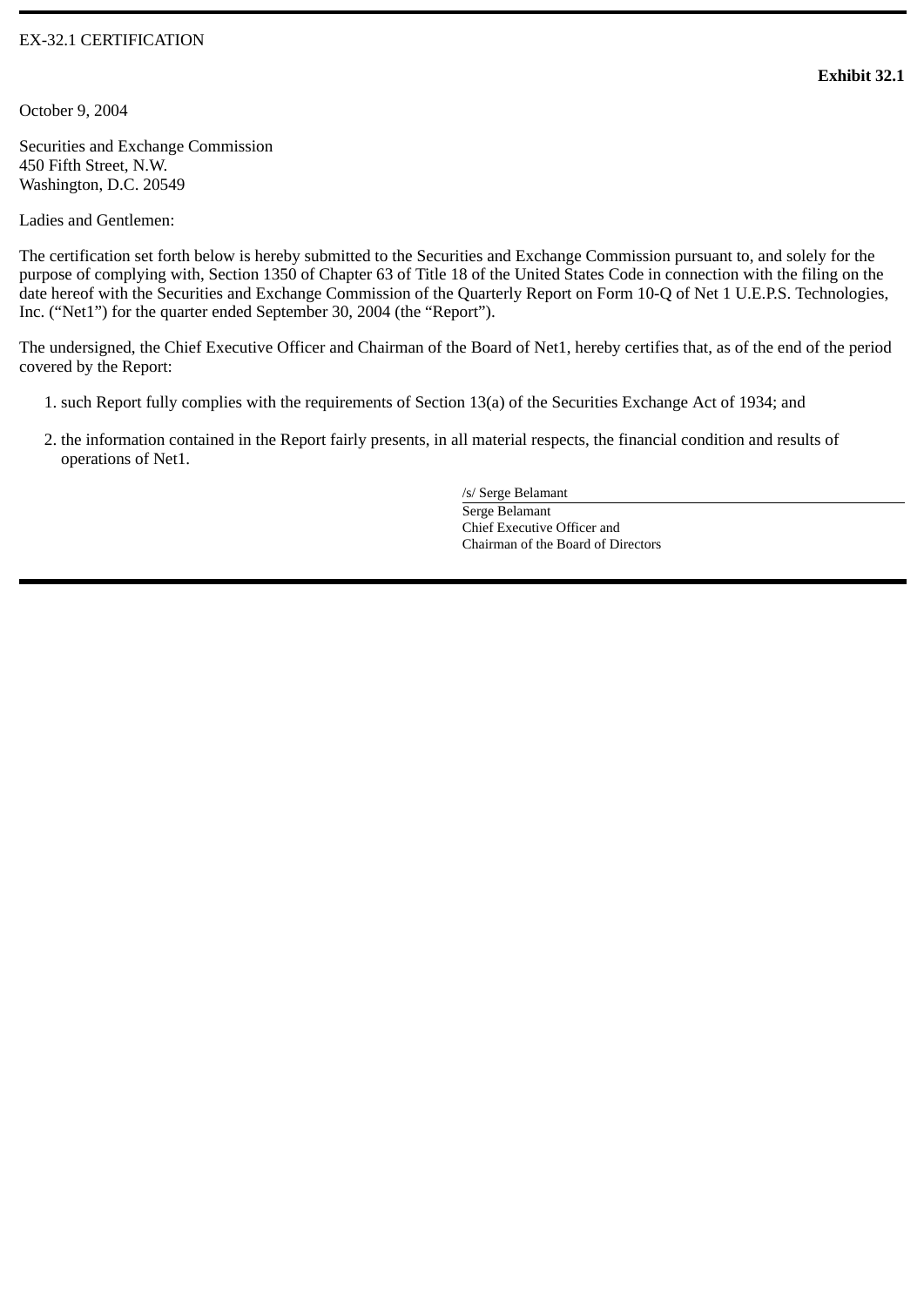EX-32.1 CERTIFICATION

**Exhibit 32.1**

October 9, 2004

Securities and Exchange Commission
450 Fifth Street, N.W.
Washington, D.C. 20549

Ladies and Gentlemen:

The certification set forth below is hereby submitted to the Securities and Exchange Commission pursuant to, and solely for the purpose of complying with, Section 1350 of Chapter 63 of Title 18 of the United States Code in connection with the filing on the date hereof with the Securities and Exchange Commission of the Quarterly Report on Form 10-Q of Net 1 U.E.P.S. Technologies, Inc. ("Net1") for the quarter ended September 30, 2004 (the "Report").

The undersigned, the Chief Executive Officer and Chairman of the Board of Net1, hereby certifies that, as of the end of the period covered by the Report:

1. such Report fully complies with the requirements of Section 13(a) of the Securities Exchange Act of 1934; and

2. the information contained in the Report fairly presents, in all material respects, the financial condition and results of operations of Net1.

/s/ Serge Belamant

Serge Belamant
Chief Executive Officer and
Chairman of the Board of Directors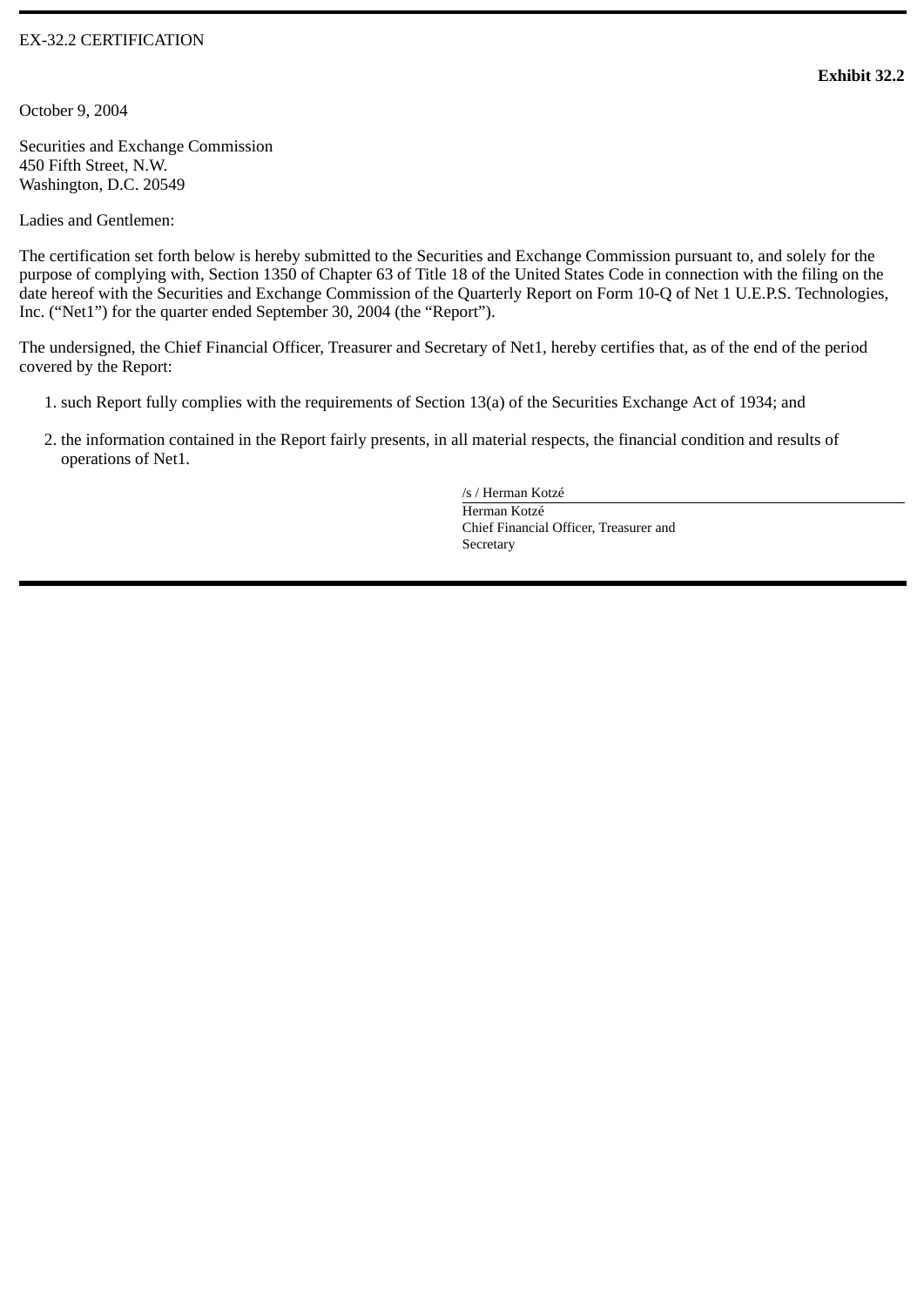EX-32.2 CERTIFICATION

**Exhibit 32.2**

October 9, 2004

Securities and Exchange Commission
450 Fifth Street, N.W.
Washington, D.C. 20549

Ladies and Gentlemen:

The certification set forth below is hereby submitted to the Securities and Exchange Commission pursuant to, and solely for the purpose of complying with, Section 1350 of Chapter 63 of Title 18 of the United States Code in connection with the filing on the date hereof with the Securities and Exchange Commission of the Quarterly Report on Form 10-Q of Net 1 U.E.P.S. Technologies, Inc. ("Net1") for the quarter ended September 30, 2004 (the "Report").

The undersigned, the Chief Financial Officer, Treasurer and Secretary of Net1, hereby certifies that, as of the end of the period covered by the Report:

1. such Report fully complies with the requirements of Section 13(a) of the Securities Exchange Act of 1934; and
2. the information contained in the Report fairly presents, in all material respects, the financial condition and results of operations of Net1.

/s / Herman Kotzé

Herman Kotzé
Chief Financial Officer, Treasurer and Secretary